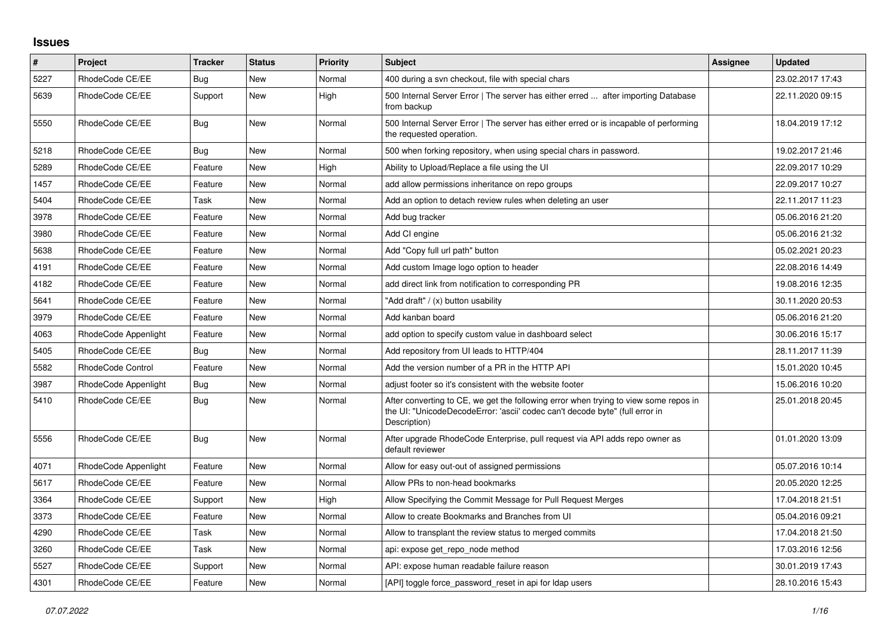## Issues

| # | Project | Tracker | Status | Priority | Subject | Assignee | Updated |
|---|---|---|---|---|---|---|---|
| 5227 | RhodeCode CE/EE | Bug | New | Normal | 400 during a svn checkout, file with special chars | | 23.02.2017 17:43 |
| 5639 | RhodeCode CE/EE | Support | New | High | 500 Internal Server Error \| The server has either erred ... after importing Database from backup | | 22.11.2020 09:15 |
| 5550 | RhodeCode CE/EE | Bug | New | Normal | 500 Internal Server Error \| The server has either erred or is incapable of performing the requested operation. | | 18.04.2019 17:12 |
| 5218 | RhodeCode CE/EE | Bug | New | Normal | 500 when forking repository, when using special chars in password. | | 19.02.2017 21:46 |
| 5289 | RhodeCode CE/EE | Feature | New | High | Ability to Upload/Replace a file using the UI | | 22.09.2017 10:29 |
| 1457 | RhodeCode CE/EE | Feature | New | Normal | add allow permissions inheritance on repo groups | | 22.09.2017 10:27 |
| 5404 | RhodeCode CE/EE | Task | New | Normal | Add an option to detach review rules when deleting an user | | 22.11.2017 11:23 |
| 3978 | RhodeCode CE/EE | Feature | New | Normal | Add bug tracker | | 05.06.2016 21:20 |
| 3980 | RhodeCode CE/EE | Feature | New | Normal | Add CI engine | | 05.06.2016 21:32 |
| 5638 | RhodeCode CE/EE | Feature | New | Normal | Add "Copy full url path" button | | 05.02.2021 20:23 |
| 4191 | RhodeCode CE/EE | Feature | New | Normal | Add custom Image logo option to header | | 22.08.2016 14:49 |
| 4182 | RhodeCode CE/EE | Feature | New | Normal | add direct link from notification to corresponding PR | | 19.08.2016 12:35 |
| 5641 | RhodeCode CE/EE | Feature | New | Normal | "Add draft" / (x) button usability | | 30.11.2020 20:53 |
| 3979 | RhodeCode CE/EE | Feature | New | Normal | Add kanban board | | 05.06.2016 21:20 |
| 4063 | RhodeCode Appenlight | Feature | New | Normal | add option to specify custom value in dashboard select | | 30.06.2016 15:17 |
| 5405 | RhodeCode CE/EE | Bug | New | Normal | Add repository from UI leads to HTTP/404 | | 28.11.2017 11:39 |
| 5582 | RhodeCode Control | Feature | New | Normal | Add the version number of a PR in the HTTP API | | 15.01.2020 10:45 |
| 3987 | RhodeCode Appenlight | Bug | New | Normal | adjust footer so it's consistent with the website footer | | 15.06.2016 10:20 |
| 5410 | RhodeCode CE/EE | Bug | New | Normal | After converting to CE, we get the following error when trying to view some repos in the UI: "UnicodeDecodeError: 'ascii' codec can't decode byte" (full error in Description) | | 25.01.2018 20:45 |
| 5556 | RhodeCode CE/EE | Bug | New | Normal | After upgrade RhodeCode Enterprise, pull request via API adds repo owner as default reviewer | | 01.01.2020 13:09 |
| 4071 | RhodeCode Appenlight | Feature | New | Normal | Allow for easy out-out of assigned permissions | | 05.07.2016 10:14 |
| 5617 | RhodeCode CE/EE | Feature | New | Normal | Allow PRs to non-head bookmarks | | 20.05.2020 12:25 |
| 3364 | RhodeCode CE/EE | Support | New | High | Allow Specifying the Commit Message for Pull Request Merges | | 17.04.2018 21:51 |
| 3373 | RhodeCode CE/EE | Feature | New | Normal | Allow to create Bookmarks and Branches from UI | | 05.04.2016 09:21 |
| 4290 | RhodeCode CE/EE | Task | New | Normal | Allow to transplant the review status to merged commits | | 17.04.2018 21:50 |
| 3260 | RhodeCode CE/EE | Task | New | Normal | api: expose get_repo_node method | | 17.03.2016 12:56 |
| 5527 | RhodeCode CE/EE | Support | New | Normal | API: expose human readable failure reason | | 30.01.2019 17:43 |
| 4301 | RhodeCode CE/EE | Feature | New | Normal | [API] toggle force_password_reset in api for ldap users | | 28.10.2016 15:43 |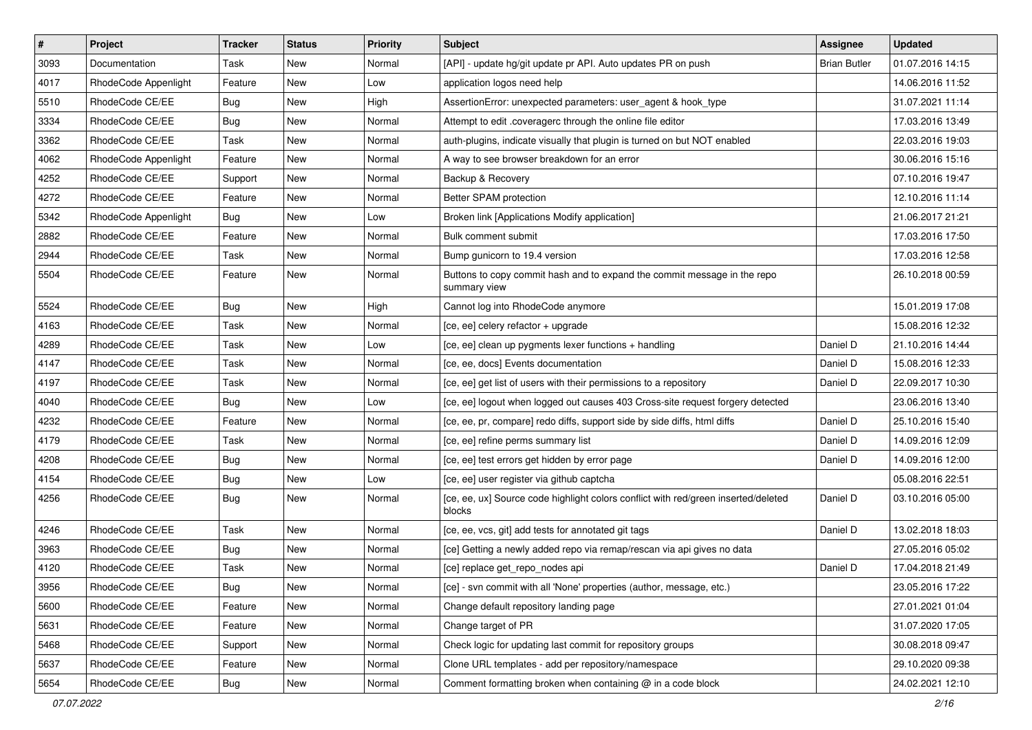| # | Project | Tracker | Status | Priority | Subject | Assignee | Updated |
|---|---|---|---|---|---|---|---|
| 3093 | Documentation | Task | New | Normal | [API] - update hg/git update pr API. Auto updates PR on push | Brian Butler | 01.07.2016 14:15 |
| 4017 | RhodeCode Appenlight | Feature | New | Low | application logos need help | | 14.06.2016 11:52 |
| 5510 | RhodeCode CE/EE | Bug | New | High | AssertionError: unexpected parameters: user_agent & hook_type | | 31.07.2021 11:14 |
| 3334 | RhodeCode CE/EE | Bug | New | Normal | Attempt to edit .coveragerc through the online file editor | | 17.03.2016 13:49 |
| 3362 | RhodeCode CE/EE | Task | New | Normal | auth-plugins, indicate visually that plugin is turned on but NOT enabled | | 22.03.2016 19:03 |
| 4062 | RhodeCode Appenlight | Feature | New | Normal | A way to see browser breakdown for an error | | 30.06.2016 15:16 |
| 4252 | RhodeCode CE/EE | Support | New | Normal | Backup & Recovery | | 07.10.2016 19:47 |
| 4272 | RhodeCode CE/EE | Feature | New | Normal | Better SPAM protection | | 12.10.2016 11:14 |
| 5342 | RhodeCode Appenlight | Bug | New | Low | Broken link [Applications Modify application] | | 21.06.2017 21:21 |
| 2882 | RhodeCode CE/EE | Feature | New | Normal | Bulk comment submit | | 17.03.2016 17:50 |
| 2944 | RhodeCode CE/EE | Task | New | Normal | Bump gunicorn to 19.4 version | | 17.03.2016 12:58 |
| 5504 | RhodeCode CE/EE | Feature | New | Normal | Buttons to copy commit hash and to expand the commit message in the repo summary view | | 26.10.2018 00:59 |
| 5524 | RhodeCode CE/EE | Bug | New | High | Cannot log into RhodeCode anymore | | 15.01.2019 17:08 |
| 4163 | RhodeCode CE/EE | Task | New | Normal | [ce, ee] celery refactor + upgrade | | 15.08.2016 12:32 |
| 4289 | RhodeCode CE/EE | Task | New | Low | [ce, ee] clean up pygments lexer functions + handling | Daniel D | 21.10.2016 14:44 |
| 4147 | RhodeCode CE/EE | Task | New | Normal | [ce, ee, docs] Events documentation | Daniel D | 15.08.2016 12:33 |
| 4197 | RhodeCode CE/EE | Task | New | Normal | [ce, ee] get list of users with their permissions to a repository | Daniel D | 22.09.2017 10:30 |
| 4040 | RhodeCode CE/EE | Bug | New | Low | [ce, ee] logout when logged out causes 403 Cross-site request forgery detected | | 23.06.2016 13:40 |
| 4232 | RhodeCode CE/EE | Feature | New | Normal | [ce, ee, pr, compare] redo diffs, support side by side diffs, html diffs | Daniel D | 25.10.2016 15:40 |
| 4179 | RhodeCode CE/EE | Task | New | Normal | [ce, ee] refine perms summary list | Daniel D | 14.09.2016 12:09 |
| 4208 | RhodeCode CE/EE | Bug | New | Normal | [ce, ee] test errors get hidden by error page | Daniel D | 14.09.2016 12:00 |
| 4154 | RhodeCode CE/EE | Bug | New | Low | [ce, ee] user register via github captcha | | 05.08.2016 22:51 |
| 4256 | RhodeCode CE/EE | Bug | New | Normal | [ce, ee, ux] Source code highlight colors conflict with red/green inserted/deleted blocks | Daniel D | 03.10.2016 05:00 |
| 4246 | RhodeCode CE/EE | Task | New | Normal | [ce, ee, vcs, git] add tests for annotated git tags | Daniel D | 13.02.2018 18:03 |
| 3963 | RhodeCode CE/EE | Bug | New | Normal | [ce] Getting a newly added repo via remap/rescan via api gives no data | | 27.05.2016 05:02 |
| 4120 | RhodeCode CE/EE | Task | New | Normal | [ce] replace get_repo_nodes api | Daniel D | 17.04.2018 21:49 |
| 3956 | RhodeCode CE/EE | Bug | New | Normal | [ce] - svn commit with all 'None' properties (author, message, etc.) | | 23.05.2016 17:22 |
| 5600 | RhodeCode CE/EE | Feature | New | Normal | Change default repository landing page | | 27.01.2021 01:04 |
| 5631 | RhodeCode CE/EE | Feature | New | Normal | Change target of PR | | 31.07.2020 17:05 |
| 5468 | RhodeCode CE/EE | Support | New | Normal | Check logic for updating last commit for repository groups | | 30.08.2018 09:47 |
| 5637 | RhodeCode CE/EE | Feature | New | Normal | Clone URL templates - add per repository/namespace | | 29.10.2020 09:38 |
| 5654 | RhodeCode CE/EE | Bug | New | Normal | Comment formatting broken when containing @ in a code block | | 24.02.2021 12:10 |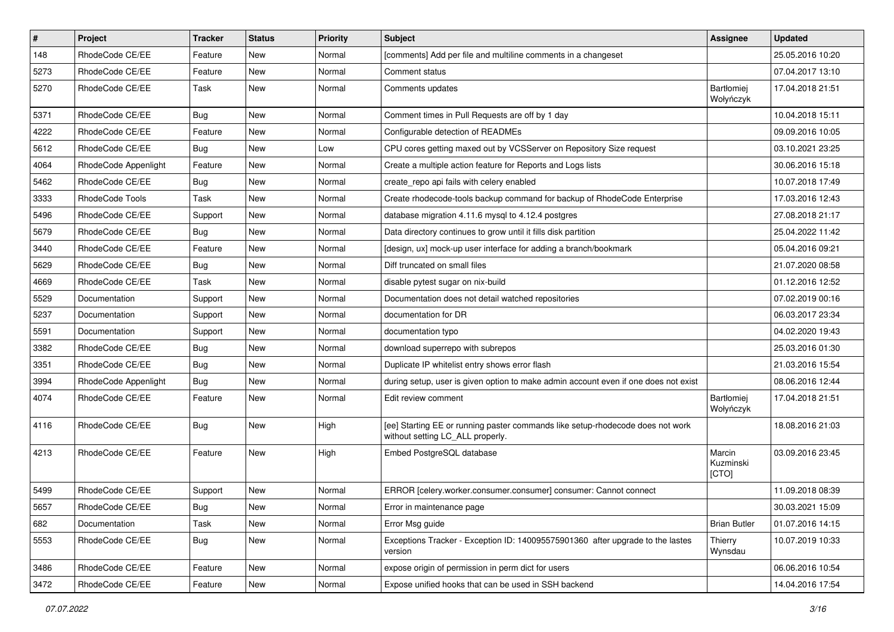| # | Project | Tracker | Status | Priority | Subject | Assignee | Updated |
| --- | --- | --- | --- | --- | --- | --- | --- |
| 148 | RhodeCode CE/EE | Feature | New | Normal | [comments] Add per file and multiline comments in a changeset | | 25.05.2016 10:20 |
| 5273 | RhodeCode CE/EE | Feature | New | Normal | Comment status | | 07.04.2017 13:10 |
| 5270 | RhodeCode CE/EE | Task | New | Normal | Comments updates | Bartłomiej Wołyńczyk | 17.04.2018 21:51 |
| 5371 | RhodeCode CE/EE | Bug | New | Normal | Comment times in Pull Requests are off by 1 day | | 10.04.2018 15:11 |
| 4222 | RhodeCode CE/EE | Feature | New | Normal | Configurable detection of READMEs | | 09.09.2016 10:05 |
| 5612 | RhodeCode CE/EE | Bug | New | Low | CPU cores getting maxed out by VCSServer on Repository Size request | | 03.10.2021 23:25 |
| 4064 | RhodeCode Appenlight | Feature | New | Normal | Create a multiple action feature for Reports and Logs lists | | 30.06.2016 15:18 |
| 5462 | RhodeCode CE/EE | Bug | New | Normal | create_repo api fails with celery enabled | | 10.07.2018 17:49 |
| 3333 | RhodeCode Tools | Task | New | Normal | Create rhodecode-tools backup command for backup of RhodeCode Enterprise | | 17.03.2016 12:43 |
| 5496 | RhodeCode CE/EE | Support | New | Normal | database migration 4.11.6 mysql to 4.12.4 postgres | | 27.08.2018 21:17 |
| 5679 | RhodeCode CE/EE | Bug | New | Normal | Data directory continues to grow until it fills disk partition | | 25.04.2022 11:42 |
| 3440 | RhodeCode CE/EE | Feature | New | Normal | [design, ux] mock-up user interface for adding a branch/bookmark | | 05.04.2016 09:21 |
| 5629 | RhodeCode CE/EE | Bug | New | Normal | Diff truncated on small files | | 21.07.2020 08:58 |
| 4669 | RhodeCode CE/EE | Task | New | Normal | disable pytest sugar on nix-build | | 01.12.2016 12:52 |
| 5529 | Documentation | Support | New | Normal | Documentation does not detail watched repositories | | 07.02.2019 00:16 |
| 5237 | Documentation | Support | New | Normal | documentation for DR | | 06.03.2017 23:34 |
| 5591 | Documentation | Support | New | Normal | documentation typo | | 04.02.2020 19:43 |
| 3382 | RhodeCode CE/EE | Bug | New | Normal | download superrepo with subrepos | | 25.03.2016 01:30 |
| 3351 | RhodeCode CE/EE | Bug | New | Normal | Duplicate IP whitelist entry shows error flash | | 21.03.2016 15:54 |
| 3994 | RhodeCode Appenlight | Bug | New | Normal | during setup, user is given option to make admin account even if one does not exist | | 08.06.2016 12:44 |
| 4074 | RhodeCode CE/EE | Feature | New | Normal | Edit review comment | Bartłomiej Wołyńczyk | 17.04.2018 21:51 |
| 4116 | RhodeCode CE/EE | Bug | New | High | [ee] Starting EE or running paster commands like setup-rhodecode does not work without setting LC_ALL properly. | | 18.08.2016 21:03 |
| 4213 | RhodeCode CE/EE | Feature | New | High | Embed PostgreSQL database | Marcin Kuzminski [CTO] | 03.09.2016 23:45 |
| 5499 | RhodeCode CE/EE | Support | New | Normal | ERROR [celery.worker.consumer.consumer] consumer: Cannot connect | | 11.09.2018 08:39 |
| 5657 | RhodeCode CE/EE | Bug | New | Normal | Error in maintenance page | | 30.03.2021 15:09 |
| 682 | Documentation | Task | New | Normal | Error Msg guide | Brian Butler | 01.07.2016 14:15 |
| 5553 | RhodeCode CE/EE | Bug | New | Normal | Exceptions Tracker - Exception ID: 140095575901360 after upgrade to the lastes version | Thierry Wynsdau | 10.07.2019 10:33 |
| 3486 | RhodeCode CE/EE | Feature | New | Normal | expose origin of permission in perm dict for users | | 06.06.2016 10:54 |
| 3472 | RhodeCode CE/EE | Feature | New | Normal | Expose unified hooks that can be used in SSH backend | | 14.04.2016 17:54 |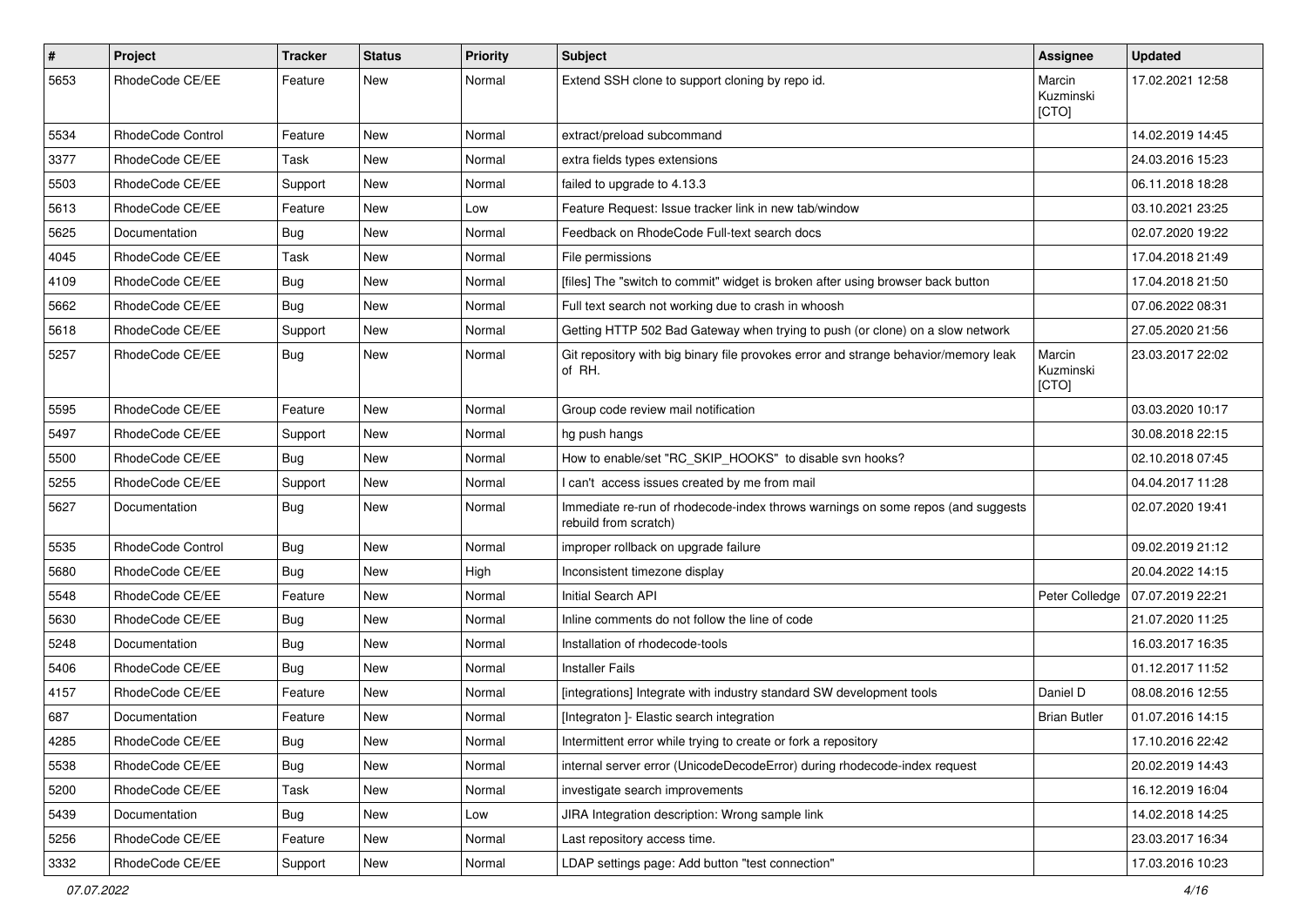| # | Project | Tracker | Status | Priority | Subject | Assignee | Updated |
|---|---|---|---|---|---|---|---|
| 5653 | RhodeCode CE/EE | Feature | New | Normal | Extend SSH clone to support cloning by repo id. | Marcin Kuzminski [CTO] | 17.02.2021 12:58 |
| 5534 | RhodeCode Control | Feature | New | Normal | extract/preload subcommand | | 14.02.2019 14:45 |
| 3377 | RhodeCode CE/EE | Task | New | Normal | extra fields types extensions | | 24.03.2016 15:23 |
| 5503 | RhodeCode CE/EE | Support | New | Normal | failed to upgrade to 4.13.3 | | 06.11.2018 18:28 |
| 5613 | RhodeCode CE/EE | Feature | New | Low | Feature Request: Issue tracker link in new tab/window | | 03.10.2021 23:25 |
| 5625 | Documentation | Bug | New | Normal | Feedback on RhodeCode Full-text search docs | | 02.07.2020 19:22 |
| 4045 | RhodeCode CE/EE | Task | New | Normal | File permissions | | 17.04.2018 21:49 |
| 4109 | RhodeCode CE/EE | Bug | New | Normal | [files] The "switch to commit" widget is broken after using browser back button | | 17.04.2018 21:50 |
| 5662 | RhodeCode CE/EE | Bug | New | Normal | Full text search not working due to crash in whoosh | | 07.06.2022 08:31 |
| 5618 | RhodeCode CE/EE | Support | New | Normal | Getting HTTP 502 Bad Gateway when trying to push (or clone) on a slow network | | 27.05.2020 21:56 |
| 5257 | RhodeCode CE/EE | Bug | New | Normal | Git repository with big binary file provokes error and strange behavior/memory leak of RH. | Marcin Kuzminski [CTO] | 23.03.2017 22:02 |
| 5595 | RhodeCode CE/EE | Feature | New | Normal | Group code review mail notification | | 03.03.2020 10:17 |
| 5497 | RhodeCode CE/EE | Support | New | Normal | hg push hangs | | 30.08.2018 22:15 |
| 5500 | RhodeCode CE/EE | Bug | New | Normal | How to enable/set "RC_SKIP_HOOKS" to disable svn hooks? | | 02.10.2018 07:45 |
| 5255 | RhodeCode CE/EE | Support | New | Normal | I can't access issues created by me from mail | | 04.04.2017 11:28 |
| 5627 | Documentation | Bug | New | Normal | Immediate re-run of rhodecode-index throws warnings on some repos (and suggests rebuild from scratch) | | 02.07.2020 19:41 |
| 5535 | RhodeCode Control | Bug | New | Normal | improper rollback on upgrade failure | | 09.02.2019 21:12 |
| 5680 | RhodeCode CE/EE | Bug | New | High | Inconsistent timezone display | | 20.04.2022 14:15 |
| 5548 | RhodeCode CE/EE | Feature | New | Normal | Initial Search API | Peter Colledge | 07.07.2019 22:21 |
| 5630 | RhodeCode CE/EE | Bug | New | Normal | Inline comments do not follow the line of code | | 21.07.2020 11:25 |
| 5248 | Documentation | Bug | New | Normal | Installation of rhodecode-tools | | 16.03.2017 16:35 |
| 5406 | RhodeCode CE/EE | Bug | New | Normal | Installer Fails | | 01.12.2017 11:52 |
| 4157 | RhodeCode CE/EE | Feature | New | Normal | [integrations] Integrate with industry standard SW development tools | Daniel D | 08.08.2016 12:55 |
| 687 | Documentation | Feature | New | Normal | [Integraton ]- Elastic search integration | Brian Butler | 01.07.2016 14:15 |
| 4285 | RhodeCode CE/EE | Bug | New | Normal | Intermittent error while trying to create or fork a repository | | 17.10.2016 22:42 |
| 5538 | RhodeCode CE/EE | Bug | New | Normal | internal server error (UnicodeDecodeError) during rhodecode-index request | | 20.02.2019 14:43 |
| 5200 | RhodeCode CE/EE | Task | New | Normal | investigate search improvements | | 16.12.2019 16:04 |
| 5439 | Documentation | Bug | New | Low | JIRA Integration description: Wrong sample link | | 14.02.2018 14:25 |
| 5256 | RhodeCode CE/EE | Feature | New | Normal | Last repository access time. | | 23.03.2017 16:34 |
| 3332 | RhodeCode CE/EE | Support | New | Normal | LDAP settings page: Add button "test connection" | | 17.03.2016 10:23 |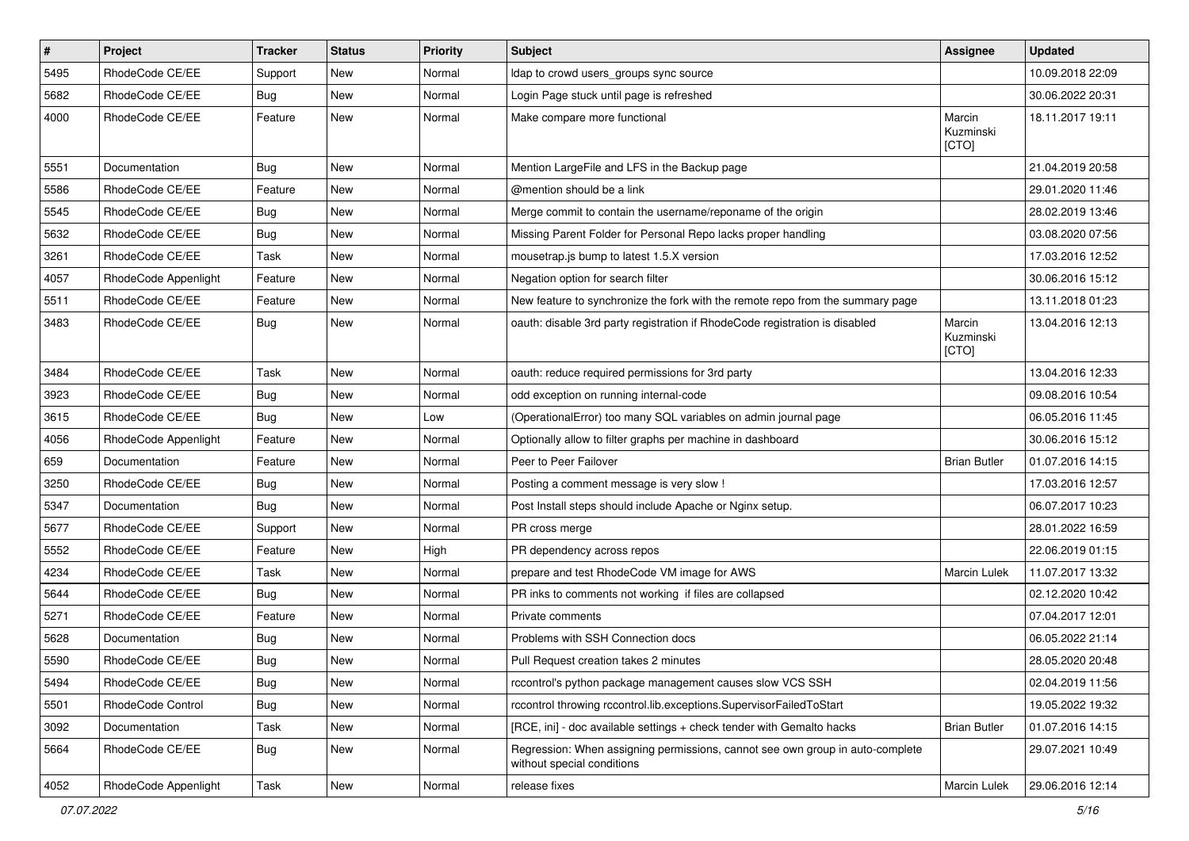| # | Project | Tracker | Status | Priority | Subject | Assignee | Updated |
|---|---|---|---|---|---|---|---|
| 5495 | RhodeCode CE/EE | Support | New | Normal | ldap to crowd users_groups sync source | | 10.09.2018 22:09 |
| 5682 | RhodeCode CE/EE | Bug | New | Normal | Login Page stuck until page is refreshed | | 30.06.2022 20:31 |
| 4000 | RhodeCode CE/EE | Feature | New | Normal | Make compare more functional | Marcin Kuzminski [CTO] | 18.11.2017 19:11 |
| 5551 | Documentation | Bug | New | Normal | Mention LargeFile and LFS in the Backup page | | 21.04.2019 20:58 |
| 5586 | RhodeCode CE/EE | Feature | New | Normal | @mention should be a link | | 29.01.2020 11:46 |
| 5545 | RhodeCode CE/EE | Bug | New | Normal | Merge commit to contain the username/reponame of the origin | | 28.02.2019 13:46 |
| 5632 | RhodeCode CE/EE | Bug | New | Normal | Missing Parent Folder for Personal Repo lacks proper handling | | 03.08.2020 07:56 |
| 3261 | RhodeCode CE/EE | Task | New | Normal | mousetrap.js bump to latest 1.5.X version | | 17.03.2016 12:52 |
| 4057 | RhodeCode Appenlight | Feature | New | Normal | Negation option for search filter | | 30.06.2016 15:12 |
| 5511 | RhodeCode CE/EE | Feature | New | Normal | New feature to synchronize the fork with the remote repo from the summary page | | 13.11.2018 01:23 |
| 3483 | RhodeCode CE/EE | Bug | New | Normal | oauth: disable 3rd party registration if RhodeCode registration is disabled | Marcin Kuzminski [CTO] | 13.04.2016 12:13 |
| 3484 | RhodeCode CE/EE | Task | New | Normal | oauth: reduce required permissions for 3rd party | | 13.04.2016 12:33 |
| 3923 | RhodeCode CE/EE | Bug | New | Normal | odd exception on running internal-code | | 09.08.2016 10:54 |
| 3615 | RhodeCode CE/EE | Bug | New | Low | (OperationalError) too many SQL variables on admin journal page | | 06.05.2016 11:45 |
| 4056 | RhodeCode Appenlight | Feature | New | Normal | Optionally allow to filter graphs per machine in dashboard | | 30.06.2016 15:12 |
| 659 | Documentation | Feature | New | Normal | Peer to Peer Failover | Brian Butler | 01.07.2016 14:15 |
| 3250 | RhodeCode CE/EE | Bug | New | Normal | Posting a comment message is very slow ! | | 17.03.2016 12:57 |
| 5347 | Documentation | Bug | New | Normal | Post Install steps should include Apache or Nginx setup. | | 06.07.2017 10:23 |
| 5677 | RhodeCode CE/EE | Support | New | Normal | PR cross merge | | 28.01.2022 16:59 |
| 5552 | RhodeCode CE/EE | Feature | New | High | PR dependency across repos | | 22.06.2019 01:15 |
| 4234 | RhodeCode CE/EE | Task | New | Normal | prepare and test RhodeCode VM image for AWS | Marcin Lulek | 11.07.2017 13:32 |
| 5644 | RhodeCode CE/EE | Bug | New | Normal | PR inks to comments not working if files are collapsed | | 02.12.2020 10:42 |
| 5271 | RhodeCode CE/EE | Feature | New | Normal | Private comments | | 07.04.2017 12:01 |
| 5628 | Documentation | Bug | New | Normal | Problems with SSH Connection docs | | 06.05.2022 21:14 |
| 5590 | RhodeCode CE/EE | Bug | New | Normal | Pull Request creation takes 2 minutes | | 28.05.2020 20:48 |
| 5494 | RhodeCode CE/EE | Bug | New | Normal | rccontrol's python package management causes slow VCS SSH | | 02.04.2019 11:56 |
| 5501 | RhodeCode Control | Bug | New | Normal | rccontrol throwing rccontrol.lib.exceptions.SupervisorFailedToStart | | 19.05.2022 19:32 |
| 3092 | Documentation | Task | New | Normal | [RCE, ini] - doc available settings + check tender with Gemalto hacks | Brian Butler | 01.07.2016 14:15 |
| 5664 | RhodeCode CE/EE | Bug | New | Normal | Regression: When assigning permissions, cannot see own group in auto-complete without special conditions | | 29.07.2021 10:49 |
| 4052 | RhodeCode Appenlight | Task | New | Normal | release fixes | Marcin Lulek | 29.06.2016 12:14 |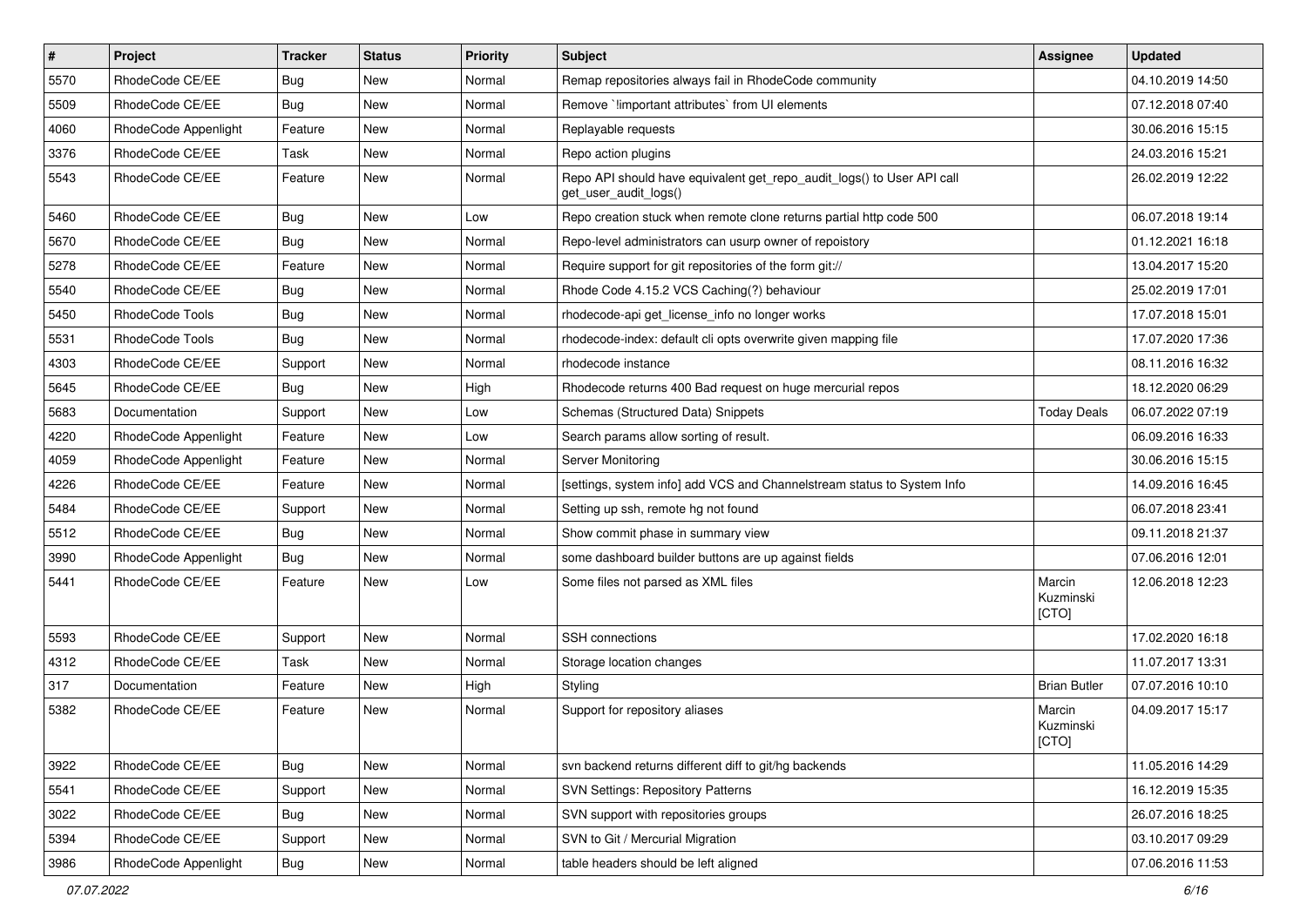| # | Project | Tracker | Status | Priority | Subject | Assignee | Updated |
| --- | --- | --- | --- | --- | --- | --- | --- |
| 5570 | RhodeCode CE/EE | Bug | New | Normal | Remap repositories always fail in RhodeCode community | | 04.10.2019 14:50 |
| 5509 | RhodeCode CE/EE | Bug | New | Normal | Remove `!important attributes` from UI elements | | 07.12.2018 07:40 |
| 4060 | RhodeCode Appenlight | Feature | New | Normal | Replayable requests | | 30.06.2016 15:15 |
| 3376 | RhodeCode CE/EE | Task | New | Normal | Repo action plugins | | 24.03.2016 15:21 |
| 5543 | RhodeCode CE/EE | Feature | New | Normal | Repo API should have equivalent get_repo_audit_logs() to User API call get_user_audit_logs() | | 26.02.2019 12:22 |
| 5460 | RhodeCode CE/EE | Bug | New | Low | Repo creation stuck when remote clone returns partial http code 500 | | 06.07.2018 19:14 |
| 5670 | RhodeCode CE/EE | Bug | New | Normal | Repo-level administrators can usurp owner of repoistory | | 01.12.2021 16:18 |
| 5278 | RhodeCode CE/EE | Feature | New | Normal | Require support for git repositories of the form git:// | | 13.04.2017 15:20 |
| 5540 | RhodeCode CE/EE | Bug | New | Normal | Rhode Code 4.15.2 VCS Caching(?) behaviour | | 25.02.2019 17:01 |
| 5450 | RhodeCode Tools | Bug | New | Normal | rhodecode-api get_license_info no longer works | | 17.07.2018 15:01 |
| 5531 | RhodeCode Tools | Bug | New | Normal | rhodecode-index: default cli opts overwrite given mapping file | | 17.07.2020 17:36 |
| 4303 | RhodeCode CE/EE | Support | New | Normal | rhodecode instance | | 08.11.2016 16:32 |
| 5645 | RhodeCode CE/EE | Bug | New | High | Rhodecode returns 400 Bad request on huge mercurial repos | | 18.12.2020 06:29 |
| 5683 | Documentation | Support | New | Low | Schemas (Structured Data) Snippets | Today Deals | 06.07.2022 07:19 |
| 4220 | RhodeCode Appenlight | Feature | New | Low | Search params allow sorting of result. | | 06.09.2016 16:33 |
| 4059 | RhodeCode Appenlight | Feature | New | Normal | Server Monitoring | | 30.06.2016 15:15 |
| 4226 | RhodeCode CE/EE | Feature | New | Normal | [settings, system info] add VCS and Channelstream status to System Info | | 14.09.2016 16:45 |
| 5484 | RhodeCode CE/EE | Support | New | Normal | Setting up ssh, remote hg not found | | 06.07.2018 23:41 |
| 5512 | RhodeCode CE/EE | Bug | New | Normal | Show commit phase in summary view | | 09.11.2018 21:37 |
| 3990 | RhodeCode Appenlight | Bug | New | Normal | some dashboard builder buttons are up against fields | | 07.06.2016 12:01 |
| 5441 | RhodeCode CE/EE | Feature | New | Low | Some files not parsed as XML files | Marcin Kuzminski [CTO] | 12.06.2018 12:23 |
| 5593 | RhodeCode CE/EE | Support | New | Normal | SSH connections | | 17.02.2020 16:18 |
| 4312 | RhodeCode CE/EE | Task | New | Normal | Storage location changes | | 11.07.2017 13:31 |
| 317 | Documentation | Feature | New | High | Styling | Brian Butler | 07.07.2016 10:10 |
| 5382 | RhodeCode CE/EE | Feature | New | Normal | Support for repository aliases | Marcin Kuzminski [CTO] | 04.09.2017 15:17 |
| 3922 | RhodeCode CE/EE | Bug | New | Normal | svn backend returns different diff to git/hg backends | | 11.05.2016 14:29 |
| 5541 | RhodeCode CE/EE | Support | New | Normal | SVN Settings: Repository Patterns | | 16.12.2019 15:35 |
| 3022 | RhodeCode CE/EE | Bug | New | Normal | SVN support with repositories groups | | 26.07.2016 18:25 |
| 5394 | RhodeCode CE/EE | Support | New | Normal | SVN to Git / Mercurial Migration | | 03.10.2017 09:29 |
| 3986 | RhodeCode Appenlight | Bug | New | Normal | table headers should be left aligned | | 07.06.2016 11:53 |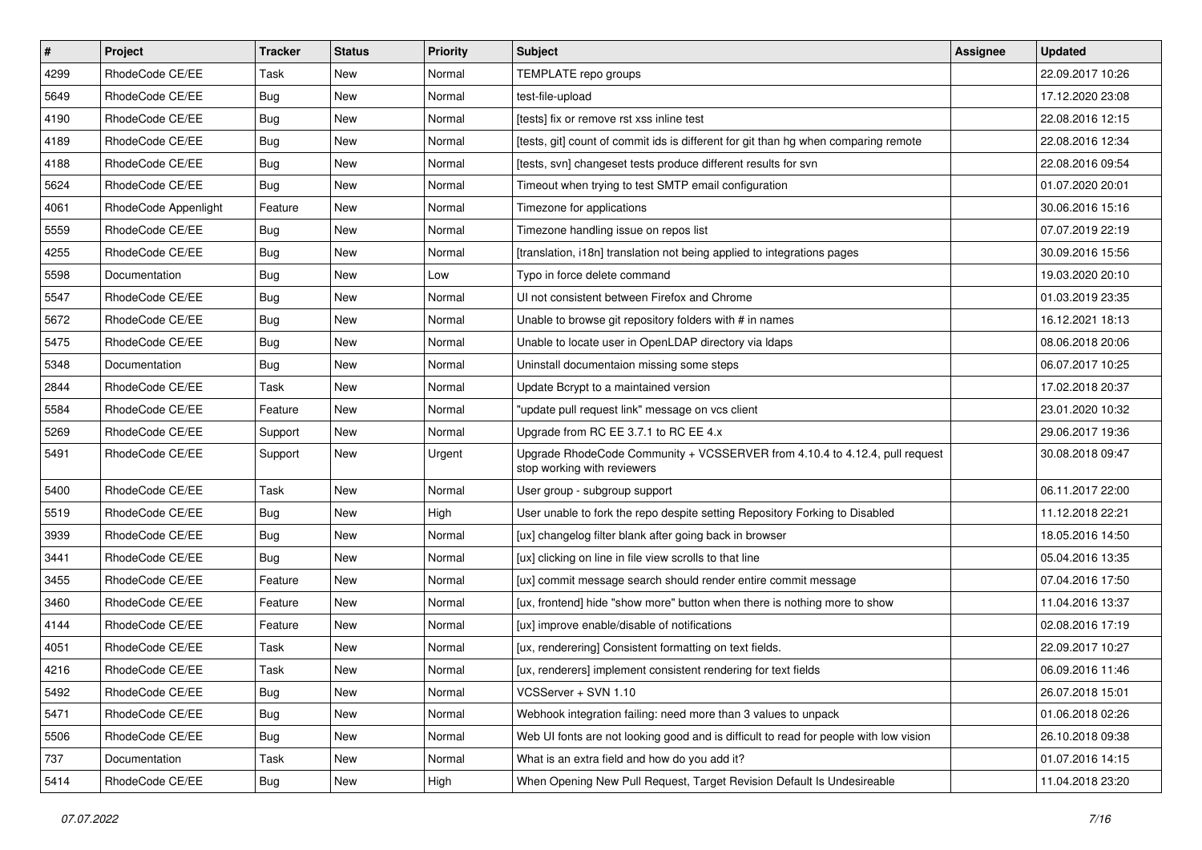| # | Project | Tracker | Status | Priority | Subject | Assignee | Updated |
| --- | --- | --- | --- | --- | --- | --- | --- |
| 4299 | RhodeCode CE/EE | Task | New | Normal | TEMPLATE repo groups | | 22.09.2017 10:26 |
| 5649 | RhodeCode CE/EE | Bug | New | Normal | test-file-upload | | 17.12.2020 23:08 |
| 4190 | RhodeCode CE/EE | Bug | New | Normal | [tests] fix or remove rst xss inline test | | 22.08.2016 12:15 |
| 4189 | RhodeCode CE/EE | Bug | New | Normal | [tests, git] count of commit ids is different for git than hg when comparing remote | | 22.08.2016 12:34 |
| 4188 | RhodeCode CE/EE | Bug | New | Normal | [tests, svn] changeset tests produce different results for svn | | 22.08.2016 09:54 |
| 5624 | RhodeCode CE/EE | Bug | New | Normal | Timeout when trying to test SMTP email configuration | | 01.07.2020 20:01 |
| 4061 | RhodeCode Appenlight | Feature | New | Normal | Timezone for applications | | 30.06.2016 15:16 |
| 5559 | RhodeCode CE/EE | Bug | New | Normal | Timezone handling issue on repos list | | 07.07.2019 22:19 |
| 4255 | RhodeCode CE/EE | Bug | New | Normal | [translation, i18n] translation not being applied to integrations pages | | 30.09.2016 15:56 |
| 5598 | Documentation | Bug | New | Low | Typo in force delete command | | 19.03.2020 20:10 |
| 5547 | RhodeCode CE/EE | Bug | New | Normal | UI not consistent between Firefox and Chrome | | 01.03.2019 23:35 |
| 5672 | RhodeCode CE/EE | Bug | New | Normal | Unable to browse git repository folders with # in names | | 16.12.2021 18:13 |
| 5475 | RhodeCode CE/EE | Bug | New | Normal | Unable to locate user in OpenLDAP directory via ldaps | | 08.06.2018 20:06 |
| 5348 | Documentation | Bug | New | Normal | Uninstall documentaion missing some steps | | 06.07.2017 10:25 |
| 2844 | RhodeCode CE/EE | Task | New | Normal | Update Bcrypt to a maintained version | | 17.02.2018 20:37 |
| 5584 | RhodeCode CE/EE | Feature | New | Normal | "update pull request link" message on vcs client | | 23.01.2020 10:32 |
| 5269 | RhodeCode CE/EE | Support | New | Normal | Upgrade from RC EE 3.7.1 to RC EE 4.x | | 29.06.2017 19:36 |
| 5491 | RhodeCode CE/EE | Support | New | Urgent | Upgrade RhodeCode Community + VCSSERVER from 4.10.4 to 4.12.4, pull request stop working with reviewers | | 30.08.2018 09:47 |
| 5400 | RhodeCode CE/EE | Task | New | Normal | User group - subgroup support | | 06.11.2017 22:00 |
| 5519 | RhodeCode CE/EE | Bug | New | High | User unable to fork the repo despite setting Repository Forking to Disabled | | 11.12.2018 22:21 |
| 3939 | RhodeCode CE/EE | Bug | New | Normal | [ux] changelog filter blank after going back in browser | | 18.05.2016 14:50 |
| 3441 | RhodeCode CE/EE | Bug | New | Normal | [ux] clicking on line in file view scrolls to that line | | 05.04.2016 13:35 |
| 3455 | RhodeCode CE/EE | Feature | New | Normal | [ux] commit message search should render entire commit message | | 07.04.2016 17:50 |
| 3460 | RhodeCode CE/EE | Feature | New | Normal | [ux, frontend] hide "show more" button when there is nothing more to show | | 11.04.2016 13:37 |
| 4144 | RhodeCode CE/EE | Feature | New | Normal | [ux] improve enable/disable of notifications | | 02.08.2016 17:19 |
| 4051 | RhodeCode CE/EE | Task | New | Normal | [ux, renderering] Consistent formatting on text fields. | | 22.09.2017 10:27 |
| 4216 | RhodeCode CE/EE | Task | New | Normal | [ux, renderers] implement consistent rendering for text fields | | 06.09.2016 11:46 |
| 5492 | RhodeCode CE/EE | Bug | New | Normal | VCSServer + SVN 1.10 | | 26.07.2018 15:01 |
| 5471 | RhodeCode CE/EE | Bug | New | Normal | Webhook integration failing: need more than 3 values to unpack | | 01.06.2018 02:26 |
| 5506 | RhodeCode CE/EE | Bug | New | Normal | Web UI fonts are not looking good and is difficult to read for people with low vision | | 26.10.2018 09:38 |
| 737 | Documentation | Task | New | Normal | What is an extra field and how do you add it? | | 01.07.2016 14:15 |
| 5414 | RhodeCode CE/EE | Bug | New | High | When Opening New Pull Request, Target Revision Default Is Undesireable | | 11.04.2018 23:20 |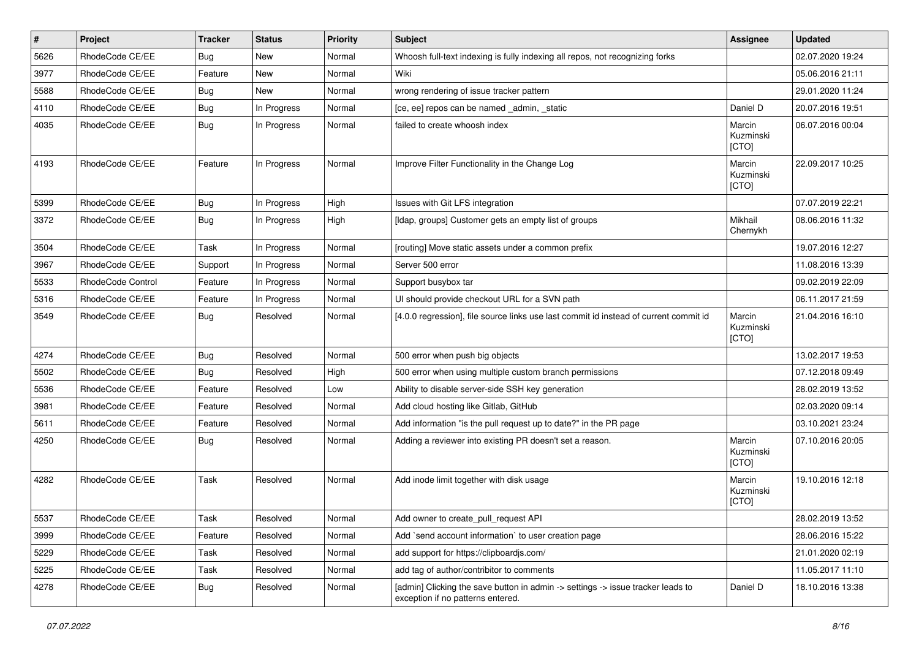| # | Project | Tracker | Status | Priority | Subject | Assignee | Updated |
|---|---|---|---|---|---|---|---|
| 5626 | RhodeCode CE/EE | Bug | New | Normal | Whoosh full-text indexing is fully indexing all repos, not recognizing forks | | 02.07.2020 19:24 |
| 3977 | RhodeCode CE/EE | Feature | New | Normal | Wiki | | 05.06.2016 21:11 |
| 5588 | RhodeCode CE/EE | Bug | New | Normal | wrong rendering of issue tracker pattern | | 29.01.2020 11:24 |
| 4110 | RhodeCode CE/EE | Bug | In Progress | Normal | [ce, ee] repos can be named _admin, _static | Daniel D | 20.07.2016 19:51 |
| 4035 | RhodeCode CE/EE | Bug | In Progress | Normal | failed to create whoosh index | Marcin Kuzminski [CTO] | 06.07.2016 00:04 |
| 4193 | RhodeCode CE/EE | Feature | In Progress | Normal | Improve Filter Functionality in the Change Log | Marcin Kuzminski [CTO] | 22.09.2017 10:25 |
| 5399 | RhodeCode CE/EE | Bug | In Progress | High | Issues with Git LFS integration | | 07.07.2019 22:21 |
| 3372 | RhodeCode CE/EE | Bug | In Progress | High | [ldap, groups] Customer gets an empty list of groups | Mikhail Chernykh | 08.06.2016 11:32 |
| 3504 | RhodeCode CE/EE | Task | In Progress | Normal | [routing] Move static assets under a common prefix | | 19.07.2016 12:27 |
| 3967 | RhodeCode CE/EE | Support | In Progress | Normal | Server 500 error | | 11.08.2016 13:39 |
| 5533 | RhodeCode Control | Feature | In Progress | Normal | Support busybox tar | | 09.02.2019 22:09 |
| 5316 | RhodeCode CE/EE | Feature | In Progress | Normal | UI should provide checkout URL for a SVN path | | 06.11.2017 21:59 |
| 3549 | RhodeCode CE/EE | Bug | Resolved | Normal | [4.0.0 regression], file source links use last commit id instead of current commit id | Marcin Kuzminski [CTO] | 21.04.2016 16:10 |
| 4274 | RhodeCode CE/EE | Bug | Resolved | Normal | 500 error when push big objects | | 13.02.2017 19:53 |
| 5502 | RhodeCode CE/EE | Bug | Resolved | High | 500 error when using multiple custom branch permissions | | 07.12.2018 09:49 |
| 5536 | RhodeCode CE/EE | Feature | Resolved | Low | Ability to disable server-side SSH key generation | | 28.02.2019 13:52 |
| 3981 | RhodeCode CE/EE | Feature | Resolved | Normal | Add cloud hosting like Gitlab, GitHub | | 02.03.2020 09:14 |
| 5611 | RhodeCode CE/EE | Feature | Resolved | Normal | Add information "is the pull request up to date?" in the PR page | | 03.10.2021 23:24 |
| 4250 | RhodeCode CE/EE | Bug | Resolved | Normal | Adding a reviewer into existing PR doesn't set a reason. | Marcin Kuzminski [CTO] | 07.10.2016 20:05 |
| 4282 | RhodeCode CE/EE | Task | Resolved | Normal | Add inode limit together with disk usage | Marcin Kuzminski [CTO] | 19.10.2016 12:18 |
| 5537 | RhodeCode CE/EE | Task | Resolved | Normal | Add owner to create_pull_request API | | 28.02.2019 13:52 |
| 3999 | RhodeCode CE/EE | Feature | Resolved | Normal | Add `send account information` to user creation page | | 28.06.2016 15:22 |
| 5229 | RhodeCode CE/EE | Task | Resolved | Normal | add support for https://clipboardjs.com/ | | 21.01.2020 02:19 |
| 5225 | RhodeCode CE/EE | Task | Resolved | Normal | add tag of author/contribitor to comments | | 11.05.2017 11:10 |
| 4278 | RhodeCode CE/EE | Bug | Resolved | Normal | [admin] Clicking the save button in admin -> settings -> issue tracker leads to exception if no patterns entered. | Daniel D | 18.10.2016 13:38 |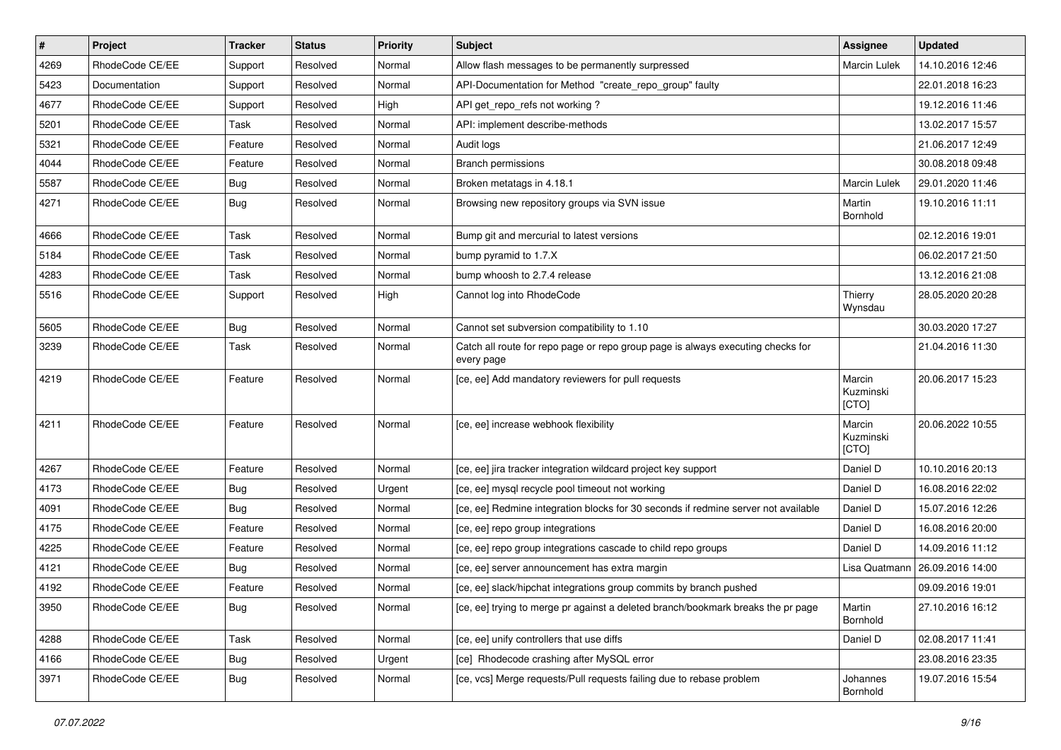| # | Project | Tracker | Status | Priority | Subject | Assignee | Updated |
|---|---|---|---|---|---|---|---|
| 4269 | RhodeCode CE/EE | Support | Resolved | Normal | Allow flash messages to be permanently surpressed | Marcin Lulek | 14.10.2016 12:46 |
| 5423 | Documentation | Support | Resolved | Normal | API-Documentation for Method "create_repo_group" faulty | | 22.01.2018 16:23 |
| 4677 | RhodeCode CE/EE | Support | Resolved | High | API get_repo_refs not working ? | | 19.12.2016 11:46 |
| 5201 | RhodeCode CE/EE | Task | Resolved | Normal | API: implement describe-methods | | 13.02.2017 15:57 |
| 5321 | RhodeCode CE/EE | Feature | Resolved | Normal | Audit logs | | 21.06.2017 12:49 |
| 4044 | RhodeCode CE/EE | Feature | Resolved | Normal | Branch permissions | | 30.08.2018 09:48 |
| 5587 | RhodeCode CE/EE | Bug | Resolved | Normal | Broken metatags in 4.18.1 | Marcin Lulek | 29.01.2020 11:46 |
| 4271 | RhodeCode CE/EE | Bug | Resolved | Normal | Browsing new repository groups via SVN issue | Martin Bornhold | 19.10.2016 11:11 |
| 4666 | RhodeCode CE/EE | Task | Resolved | Normal | Bump git and mercurial to latest versions | | 02.12.2016 19:01 |
| 5184 | RhodeCode CE/EE | Task | Resolved | Normal | bump pyramid to 1.7.X | | 06.02.2017 21:50 |
| 4283 | RhodeCode CE/EE | Task | Resolved | Normal | bump whoosh to 2.7.4 release | | 13.12.2016 21:08 |
| 5516 | RhodeCode CE/EE | Support | Resolved | High | Cannot log into RhodeCode | Thierry Wynsdau | 28.05.2020 20:28 |
| 5605 | RhodeCode CE/EE | Bug | Resolved | Normal | Cannot set subversion compatibility to 1.10 | | 30.03.2020 17:27 |
| 3239 | RhodeCode CE/EE | Task | Resolved | Normal | Catch all route for repo page or repo group page is always executing checks for every page | | 21.04.2016 11:30 |
| 4219 | RhodeCode CE/EE | Feature | Resolved | Normal | [ce, ee] Add mandatory reviewers for pull requests | Marcin Kuzminski [CTO] | 20.06.2017 15:23 |
| 4211 | RhodeCode CE/EE | Feature | Resolved | Normal | [ce, ee] increase webhook flexibility | Marcin Kuzminski [CTO] | 20.06.2022 10:55 |
| 4267 | RhodeCode CE/EE | Feature | Resolved | Normal | [ce, ee] jira tracker integration wildcard project key support | Daniel D | 10.10.2016 20:13 |
| 4173 | RhodeCode CE/EE | Bug | Resolved | Urgent | [ce, ee] mysql recycle pool timeout not working | Daniel D | 16.08.2016 22:02 |
| 4091 | RhodeCode CE/EE | Bug | Resolved | Normal | [ce, ee] Redmine integration blocks for 30 seconds if redmine server not available | Daniel D | 15.07.2016 12:26 |
| 4175 | RhodeCode CE/EE | Feature | Resolved | Normal | [ce, ee] repo group integrations | Daniel D | 16.08.2016 20:00 |
| 4225 | RhodeCode CE/EE | Feature | Resolved | Normal | [ce, ee] repo group integrations cascade to child repo groups | Daniel D | 14.09.2016 11:12 |
| 4121 | RhodeCode CE/EE | Bug | Resolved | Normal | [ce, ee] server announcement has extra margin | Lisa Quatmann | 26.09.2016 14:00 |
| 4192 | RhodeCode CE/EE | Feature | Resolved | Normal | [ce, ee] slack/hipchat integrations group commits by branch pushed | | 09.09.2016 19:01 |
| 3950 | RhodeCode CE/EE | Bug | Resolved | Normal | [ce, ee] trying to merge pr against a deleted branch/bookmark breaks the pr page | Martin Bornhold | 27.10.2016 16:12 |
| 4288 | RhodeCode CE/EE | Task | Resolved | Normal | [ce, ee] unify controllers that use diffs | Daniel D | 02.08.2017 11:41 |
| 4166 | RhodeCode CE/EE | Bug | Resolved | Urgent | [ce] Rhodecode crashing after MySQL error | | 23.08.2016 23:35 |
| 3971 | RhodeCode CE/EE | Bug | Resolved | Normal | [ce, vcs] Merge requests/Pull requests failing due to rebase problem | Johannes Bornhold | 19.07.2016 15:54 |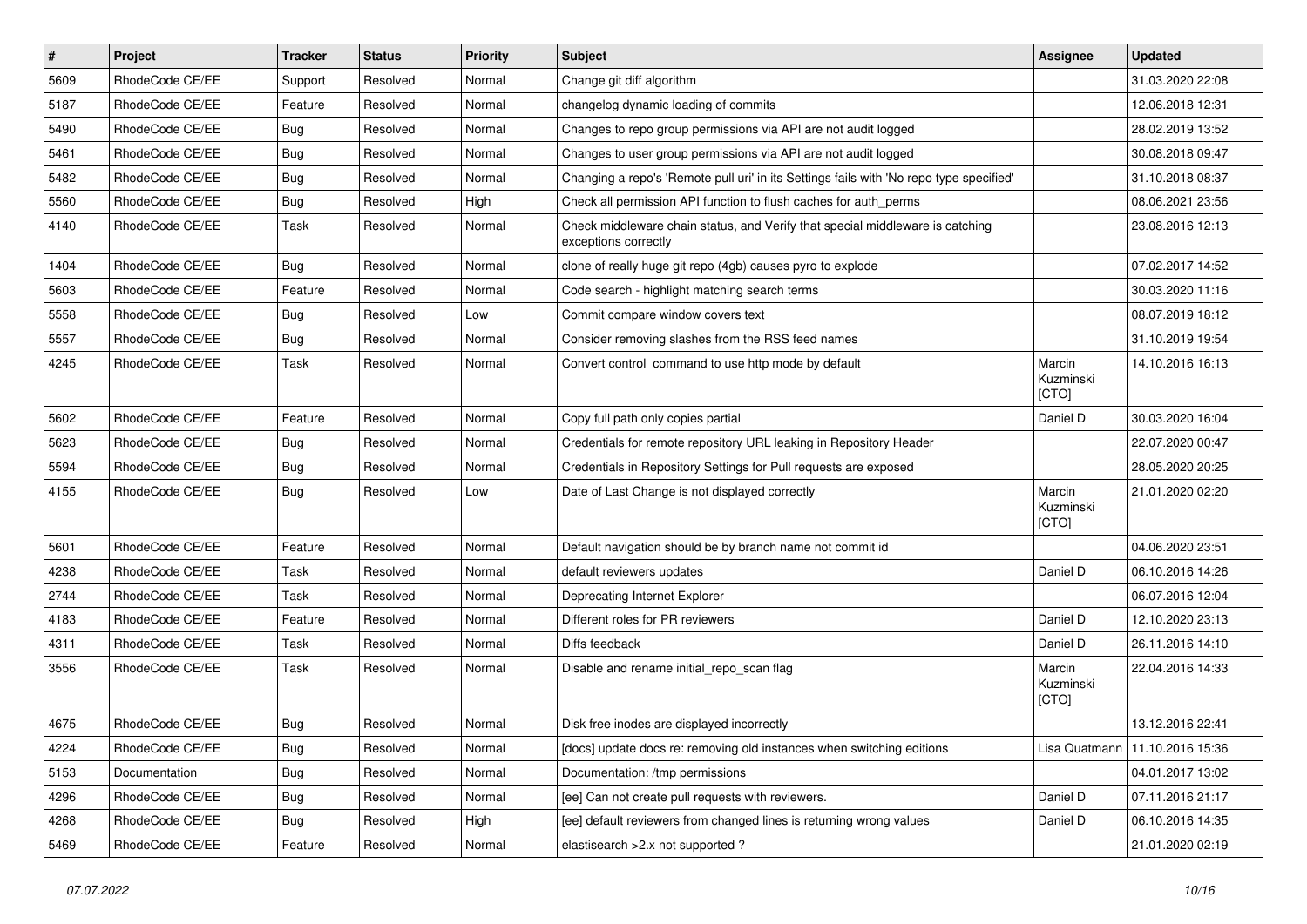| # | Project | Tracker | Status | Priority | Subject | Assignee | Updated |
|---|---|---|---|---|---|---|---|
| 5609 | RhodeCode CE/EE | Support | Resolved | Normal | Change git diff algorithm | | 31.03.2020 22:08 |
| 5187 | RhodeCode CE/EE | Feature | Resolved | Normal | changelog dynamic loading of commits | | 12.06.2018 12:31 |
| 5490 | RhodeCode CE/EE | Bug | Resolved | Normal | Changes to repo group permissions via API are not audit logged | | 28.02.2019 13:52 |
| 5461 | RhodeCode CE/EE | Bug | Resolved | Normal | Changes to user group permissions via API are not audit logged | | 30.08.2018 09:47 |
| 5482 | RhodeCode CE/EE | Bug | Resolved | Normal | Changing a repo's 'Remote pull uri' in its Settings fails with 'No repo type specified' | | 31.10.2018 08:37 |
| 5560 | RhodeCode CE/EE | Bug | Resolved | High | Check all permission API function to flush caches for auth_perms | | 08.06.2021 23:56 |
| 4140 | RhodeCode CE/EE | Task | Resolved | Normal | Check middleware chain status, and Verify that special middleware is catching exceptions correctly | | 23.08.2016 12:13 |
| 1404 | RhodeCode CE/EE | Bug | Resolved | Normal | clone of really huge git repo (4gb) causes pyro to explode | | 07.02.2017 14:52 |
| 5603 | RhodeCode CE/EE | Feature | Resolved | Normal | Code search - highlight matching search terms | | 30.03.2020 11:16 |
| 5558 | RhodeCode CE/EE | Bug | Resolved | Low | Commit compare window covers text | | 08.07.2019 18:12 |
| 5557 | RhodeCode CE/EE | Bug | Resolved | Normal | Consider removing slashes from the RSS feed names | | 31.10.2019 19:54 |
| 4245 | RhodeCode CE/EE | Task | Resolved | Normal | Convert control command to use http mode by default | Marcin Kuzminski [CTO] | 14.10.2016 16:13 |
| 5602 | RhodeCode CE/EE | Feature | Resolved | Normal | Copy full path only copies partial | Daniel D | 30.03.2020 16:04 |
| 5623 | RhodeCode CE/EE | Bug | Resolved | Normal | Credentials for remote repository URL leaking in Repository Header | | 22.07.2020 00:47 |
| 5594 | RhodeCode CE/EE | Bug | Resolved | Normal | Credentials in Repository Settings for Pull requests are exposed | | 28.05.2020 20:25 |
| 4155 | RhodeCode CE/EE | Bug | Resolved | Low | Date of Last Change is not displayed correctly | Marcin Kuzminski [CTO] | 21.01.2020 02:20 |
| 5601 | RhodeCode CE/EE | Feature | Resolved | Normal | Default navigation should be by branch name not commit id | | 04.06.2020 23:51 |
| 4238 | RhodeCode CE/EE | Task | Resolved | Normal | default reviewers updates | Daniel D | 06.10.2016 14:26 |
| 2744 | RhodeCode CE/EE | Task | Resolved | Normal | Deprecating Internet Explorer | | 06.07.2016 12:04 |
| 4183 | RhodeCode CE/EE | Feature | Resolved | Normal | Different roles for PR reviewers | Daniel D | 12.10.2020 23:13 |
| 4311 | RhodeCode CE/EE | Task | Resolved | Normal | Diffs feedback | Daniel D | 26.11.2016 14:10 |
| 3556 | RhodeCode CE/EE | Task | Resolved | Normal | Disable and rename initial_repo_scan flag | Marcin Kuzminski [CTO] | 22.04.2016 14:33 |
| 4675 | RhodeCode CE/EE | Bug | Resolved | Normal | Disk free inodes are displayed incorrectly | | 13.12.2016 22:41 |
| 4224 | RhodeCode CE/EE | Bug | Resolved | Normal | [docs] update docs re: removing old instances when switching editions | Lisa Quatmann | 11.10.2016 15:36 |
| 5153 | Documentation | Bug | Resolved | Normal | Documentation: /tmp permissions | | 04.01.2017 13:02 |
| 4296 | RhodeCode CE/EE | Bug | Resolved | Normal | [ee] Can not create pull requests with reviewers. | Daniel D | 07.11.2016 21:17 |
| 4268 | RhodeCode CE/EE | Bug | Resolved | High | [ee] default reviewers from changed lines is returning wrong values | Daniel D | 06.10.2016 14:35 |
| 5469 | RhodeCode CE/EE | Feature | Resolved | Normal | elastisearch >2.x not supported ? | | 21.01.2020 02:19 |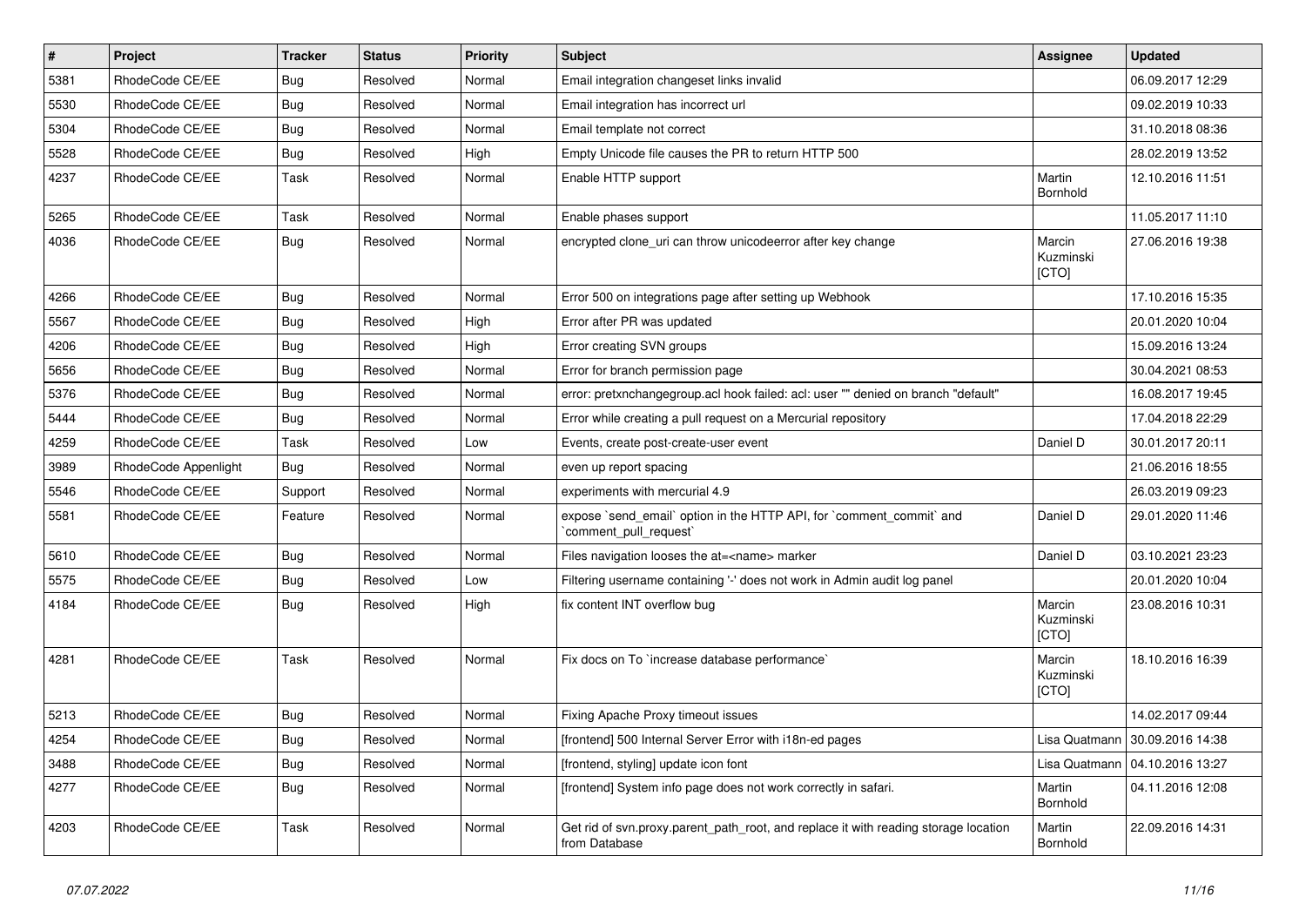| # | Project | Tracker | Status | Priority | Subject | Assignee | Updated |
|---|---|---|---|---|---|---|---|
| 5381 | RhodeCode CE/EE | Bug | Resolved | Normal | Email integration changeset links invalid | | 06.09.2017 12:29 |
| 5530 | RhodeCode CE/EE | Bug | Resolved | Normal | Email integration has incorrect url | | 09.02.2019 10:33 |
| 5304 | RhodeCode CE/EE | Bug | Resolved | Normal | Email template not correct | | 31.10.2018 08:36 |
| 5528 | RhodeCode CE/EE | Bug | Resolved | High | Empty Unicode file causes the PR to return HTTP 500 | | 28.02.2019 13:52 |
| 4237 | RhodeCode CE/EE | Task | Resolved | Normal | Enable HTTP support | Martin Bornhold | 12.10.2016 11:51 |
| 5265 | RhodeCode CE/EE | Task | Resolved | Normal | Enable phases support | | 11.05.2017 11:10 |
| 4036 | RhodeCode CE/EE | Bug | Resolved | Normal | encrypted clone_uri can throw unicodeerror after key change | Marcin Kuzminski [CTO] | 27.06.2016 19:38 |
| 4266 | RhodeCode CE/EE | Bug | Resolved | Normal | Error 500 on integrations page after setting up Webhook | | 17.10.2016 15:35 |
| 5567 | RhodeCode CE/EE | Bug | Resolved | High | Error after PR was updated | | 20.01.2020 10:04 |
| 4206 | RhodeCode CE/EE | Bug | Resolved | High | Error creating SVN groups | | 15.09.2016 13:24 |
| 5656 | RhodeCode CE/EE | Bug | Resolved | Normal | Error for branch permission page | | 30.04.2021 08:53 |
| 5376 | RhodeCode CE/EE | Bug | Resolved | Normal | error: pretxnchangegroup.acl hook failed: acl: user "" denied on branch "default" | | 16.08.2017 19:45 |
| 5444 | RhodeCode CE/EE | Bug | Resolved | Normal | Error while creating a pull request on a Mercurial repository | | 17.04.2018 22:29 |
| 4259 | RhodeCode CE/EE | Task | Resolved | Low | Events, create post-create-user event | Daniel D | 30.01.2017 20:11 |
| 3989 | RhodeCode Appenlight | Bug | Resolved | Normal | even up report spacing | | 21.06.2016 18:55 |
| 5546 | RhodeCode CE/EE | Support | Resolved | Normal | experiments with mercurial 4.9 | | 26.03.2019 09:23 |
| 5581 | RhodeCode CE/EE | Feature | Resolved | Normal | expose `send_email` option in the HTTP API, for `comment_commit` and `comment_pull_request` | Daniel D | 29.01.2020 11:46 |
| 5610 | RhodeCode CE/EE | Bug | Resolved | Normal | Files navigation looses the at=<name> marker | Daniel D | 03.10.2021 23:23 |
| 5575 | RhodeCode CE/EE | Bug | Resolved | Low | Filtering username containing '-' does not work in Admin audit log panel | | 20.01.2020 10:04 |
| 4184 | RhodeCode CE/EE | Bug | Resolved | High | fix content INT overflow bug | Marcin Kuzminski [CTO] | 23.08.2016 10:31 |
| 4281 | RhodeCode CE/EE | Task | Resolved | Normal | Fix docs on To `increase database performance` | Marcin Kuzminski [CTO] | 18.10.2016 16:39 |
| 5213 | RhodeCode CE/EE | Bug | Resolved | Normal | Fixing Apache Proxy timeout issues | | 14.02.2017 09:44 |
| 4254 | RhodeCode CE/EE | Bug | Resolved | Normal | [frontend] 500 Internal Server Error with i18n-ed pages | Lisa Quatmann | 30.09.2016 14:38 |
| 3488 | RhodeCode CE/EE | Bug | Resolved | Normal | [frontend, styling] update icon font | Lisa Quatmann | 04.10.2016 13:27 |
| 4277 | RhodeCode CE/EE | Bug | Resolved | Normal | [frontend] System info page does not work correctly in safari. | Martin Bornhold | 04.11.2016 12:08 |
| 4203 | RhodeCode CE/EE | Task | Resolved | Normal | Get rid of svn.proxy.parent_path_root, and replace it with reading storage location from Database | Martin Bornhold | 22.09.2016 14:31 |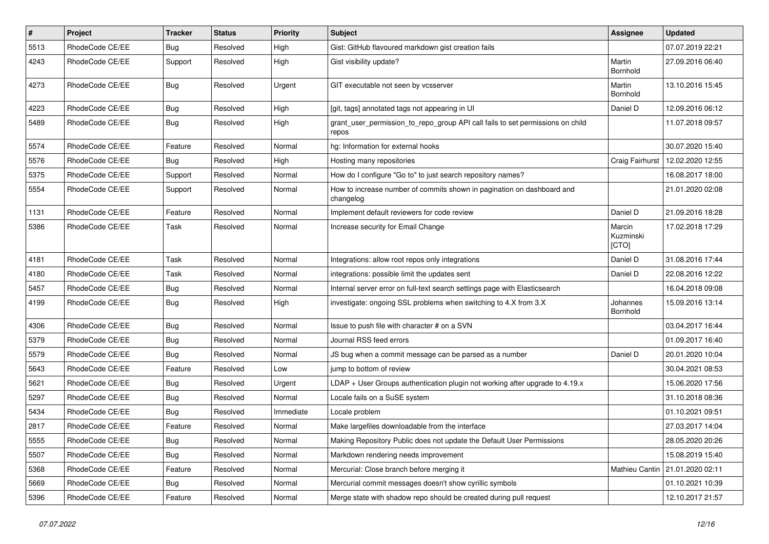| # | Project | Tracker | Status | Priority | Subject | Assignee | Updated |
|---|---|---|---|---|---|---|---|
| 5513 | RhodeCode CE/EE | Bug | Resolved | High | Gist: GitHub flavoured markdown gist creation fails | | 07.07.2019 22:21 |
| 4243 | RhodeCode CE/EE | Support | Resolved | High | Gist visibility update? | Martin Bornhold | 27.09.2016 06:40 |
| 4273 | RhodeCode CE/EE | Bug | Resolved | Urgent | GIT executable not seen by vcsserver | Martin Bornhold | 13.10.2016 15:45 |
| 4223 | RhodeCode CE/EE | Bug | Resolved | High | [git, tags] annotated tags not appearing in UI | Daniel D | 12.09.2016 06:12 |
| 5489 | RhodeCode CE/EE | Bug | Resolved | High | grant_user_permission_to_repo_group API call fails to set permissions on child repos | | 11.07.2018 09:57 |
| 5574 | RhodeCode CE/EE | Feature | Resolved | Normal | hg: Information for external hooks | | 30.07.2020 15:40 |
| 5576 | RhodeCode CE/EE | Bug | Resolved | High | Hosting many repositories | Craig Fairhurst | 12.02.2020 12:55 |
| 5375 | RhodeCode CE/EE | Support | Resolved | Normal | How do I configure "Go to" to just search repository names? | | 16.08.2017 18:00 |
| 5554 | RhodeCode CE/EE | Support | Resolved | Normal | How to increase number of commits shown in pagination on dashboard and changelog | | 21.01.2020 02:08 |
| 1131 | RhodeCode CE/EE | Feature | Resolved | Normal | Implement default reviewers for code review | Daniel D | 21.09.2016 18:28 |
| 5386 | RhodeCode CE/EE | Task | Resolved | Normal | Increase security for Email Change | Marcin Kuzminski [CTO] | 17.02.2018 17:29 |
| 4181 | RhodeCode CE/EE | Task | Resolved | Normal | Integrations: allow root repos only integrations | Daniel D | 31.08.2016 17:44 |
| 4180 | RhodeCode CE/EE | Task | Resolved | Normal | integrations: possible limit the updates sent | Daniel D | 22.08.2016 12:22 |
| 5457 | RhodeCode CE/EE | Bug | Resolved | Normal | Internal server error on full-text search settings page with Elasticsearch | | 16.04.2018 09:08 |
| 4199 | RhodeCode CE/EE | Bug | Resolved | High | investigate: ongoing SSL problems when switching to 4.X from 3.X | Johannes Bornhold | 15.09.2016 13:14 |
| 4306 | RhodeCode CE/EE | Bug | Resolved | Normal | Issue to push file with character # on a SVN | | 03.04.2017 16:44 |
| 5379 | RhodeCode CE/EE | Bug | Resolved | Normal | Journal RSS feed errors | | 01.09.2017 16:40 |
| 5579 | RhodeCode CE/EE | Bug | Resolved | Normal | JS bug when a commit message can be parsed as a number | Daniel D | 20.01.2020 10:04 |
| 5643 | RhodeCode CE/EE | Feature | Resolved | Low | jump to bottom of review | | 30.04.2021 08:53 |
| 5621 | RhodeCode CE/EE | Bug | Resolved | Urgent | LDAP + User Groups authentication plugin not working after upgrade to 4.19.x | | 15.06.2020 17:56 |
| 5297 | RhodeCode CE/EE | Bug | Resolved | Normal | Locale fails on a SuSE system | | 31.10.2018 08:36 |
| 5434 | RhodeCode CE/EE | Bug | Resolved | Immediate | Locale problem | | 01.10.2021 09:51 |
| 2817 | RhodeCode CE/EE | Feature | Resolved | Normal | Make largefiles downloadable from the interface | | 27.03.2017 14:04 |
| 5555 | RhodeCode CE/EE | Bug | Resolved | Normal | Making Repository Public does not update the Default User Permissions | | 28.05.2020 20:26 |
| 5507 | RhodeCode CE/EE | Bug | Resolved | Normal | Markdown rendering needs improvement | | 15.08.2019 15:40 |
| 5368 | RhodeCode CE/EE | Feature | Resolved | Normal | Mercurial: Close branch before merging it | Mathieu Cantin | 21.01.2020 02:11 |
| 5669 | RhodeCode CE/EE | Bug | Resolved | Normal | Mercurial commit messages doesn't show cyrillic symbols | | 01.10.2021 10:39 |
| 5396 | RhodeCode CE/EE | Feature | Resolved | Normal | Merge state with shadow repo should be created during pull request | | 12.10.2017 21:57 |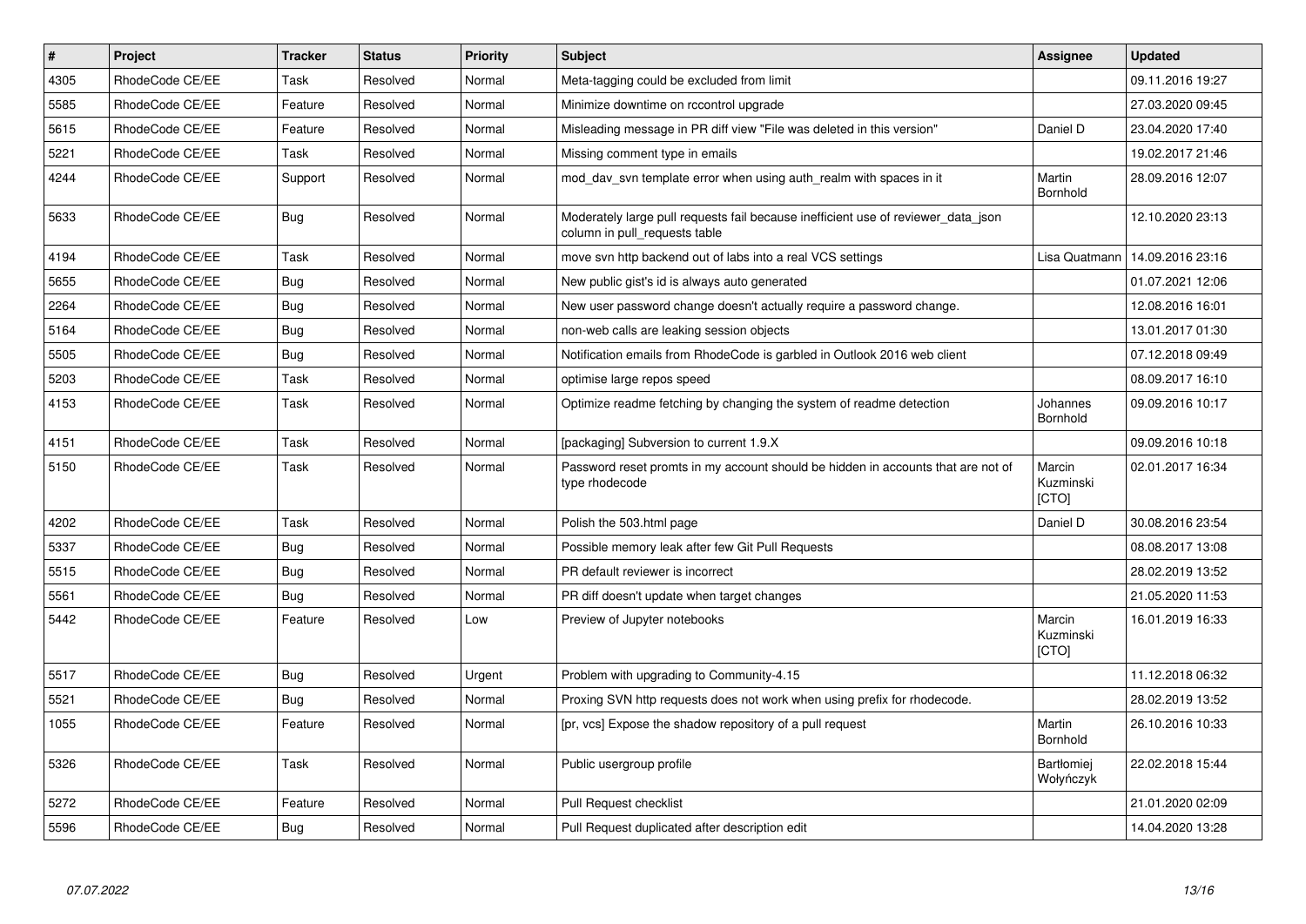| # | Project | Tracker | Status | Priority | Subject | Assignee | Updated |
|---|---|---|---|---|---|---|---|
| 4305 | RhodeCode CE/EE | Task | Resolved | Normal | Meta-tagging could be excluded from limit | | 09.11.2016 19:27 |
| 5585 | RhodeCode CE/EE | Feature | Resolved | Normal | Minimize downtime on rccontrol upgrade | | 27.03.2020 09:45 |
| 5615 | RhodeCode CE/EE | Feature | Resolved | Normal | Misleading message in PR diff view "File was deleted in this version" | Daniel D | 23.04.2020 17:40 |
| 5221 | RhodeCode CE/EE | Task | Resolved | Normal | Missing comment type in emails | | 19.02.2017 21:46 |
| 4244 | RhodeCode CE/EE | Support | Resolved | Normal | mod_dav_svn template error when using auth_realm with spaces in it | Martin Bornhold | 28.09.2016 12:07 |
| 5633 | RhodeCode CE/EE | Bug | Resolved | Normal | Moderately large pull requests fail because inefficient use of reviewer_data_json column in pull_requests table | | 12.10.2020 23:13 |
| 4194 | RhodeCode CE/EE | Task | Resolved | Normal | move svn http backend out of labs into a real VCS settings | Lisa Quatmann | 14.09.2016 23:16 |
| 5655 | RhodeCode CE/EE | Bug | Resolved | Normal | New public gist's id is always auto generated | | 01.07.2021 12:06 |
| 2264 | RhodeCode CE/EE | Bug | Resolved | Normal | New user password change doesn't actually require a password change. | | 12.08.2016 16:01 |
| 5164 | RhodeCode CE/EE | Bug | Resolved | Normal | non-web calls are leaking session objects | | 13.01.2017 01:30 |
| 5505 | RhodeCode CE/EE | Bug | Resolved | Normal | Notification emails from RhodeCode is garbled in Outlook 2016 web client | | 07.12.2018 09:49 |
| 5203 | RhodeCode CE/EE | Task | Resolved | Normal | optimise large repos speed | | 08.09.2017 16:10 |
| 4153 | RhodeCode CE/EE | Task | Resolved | Normal | Optimize readme fetching by changing the system of readme detection | Johannes Bornhold | 09.09.2016 10:17 |
| 4151 | RhodeCode CE/EE | Task | Resolved | Normal | [packaging] Subversion to current 1.9.X | | 09.09.2016 10:18 |
| 5150 | RhodeCode CE/EE | Task | Resolved | Normal | Password reset promts in my account should be hidden in accounts that are not of type rhodecode | Marcin Kuzminski [CTO] | 02.01.2017 16:34 |
| 4202 | RhodeCode CE/EE | Task | Resolved | Normal | Polish the 503.html page | Daniel D | 30.08.2016 23:54 |
| 5337 | RhodeCode CE/EE | Bug | Resolved | Normal | Possible memory leak after few Git Pull Requests | | 08.08.2017 13:08 |
| 5515 | RhodeCode CE/EE | Bug | Resolved | Normal | PR default reviewer is incorrect | | 28.02.2019 13:52 |
| 5561 | RhodeCode CE/EE | Bug | Resolved | Normal | PR diff doesn't update when target changes | | 21.05.2020 11:53 |
| 5442 | RhodeCode CE/EE | Feature | Resolved | Low | Preview of Jupyter notebooks | Marcin Kuzminski [CTO] | 16.01.2019 16:33 |
| 5517 | RhodeCode CE/EE | Bug | Resolved | Urgent | Problem with upgrading to Community-4.15 | | 11.12.2018 06:32 |
| 5521 | RhodeCode CE/EE | Bug | Resolved | Normal | Proxing SVN http requests does not work when using prefix for rhodecode. | | 28.02.2019 13:52 |
| 1055 | RhodeCode CE/EE | Feature | Resolved | Normal | [pr, vcs] Expose the shadow repository of a pull request | Martin Bornhold | 26.10.2016 10:33 |
| 5326 | RhodeCode CE/EE | Task | Resolved | Normal | Public usergroup profile | Bartłomiej Wołyńczyk | 22.02.2018 15:44 |
| 5272 | RhodeCode CE/EE | Feature | Resolved | Normal | Pull Request checklist | | 21.01.2020 02:09 |
| 5596 | RhodeCode CE/EE | Bug | Resolved | Normal | Pull Request duplicated after description edit | | 14.04.2020 13:28 |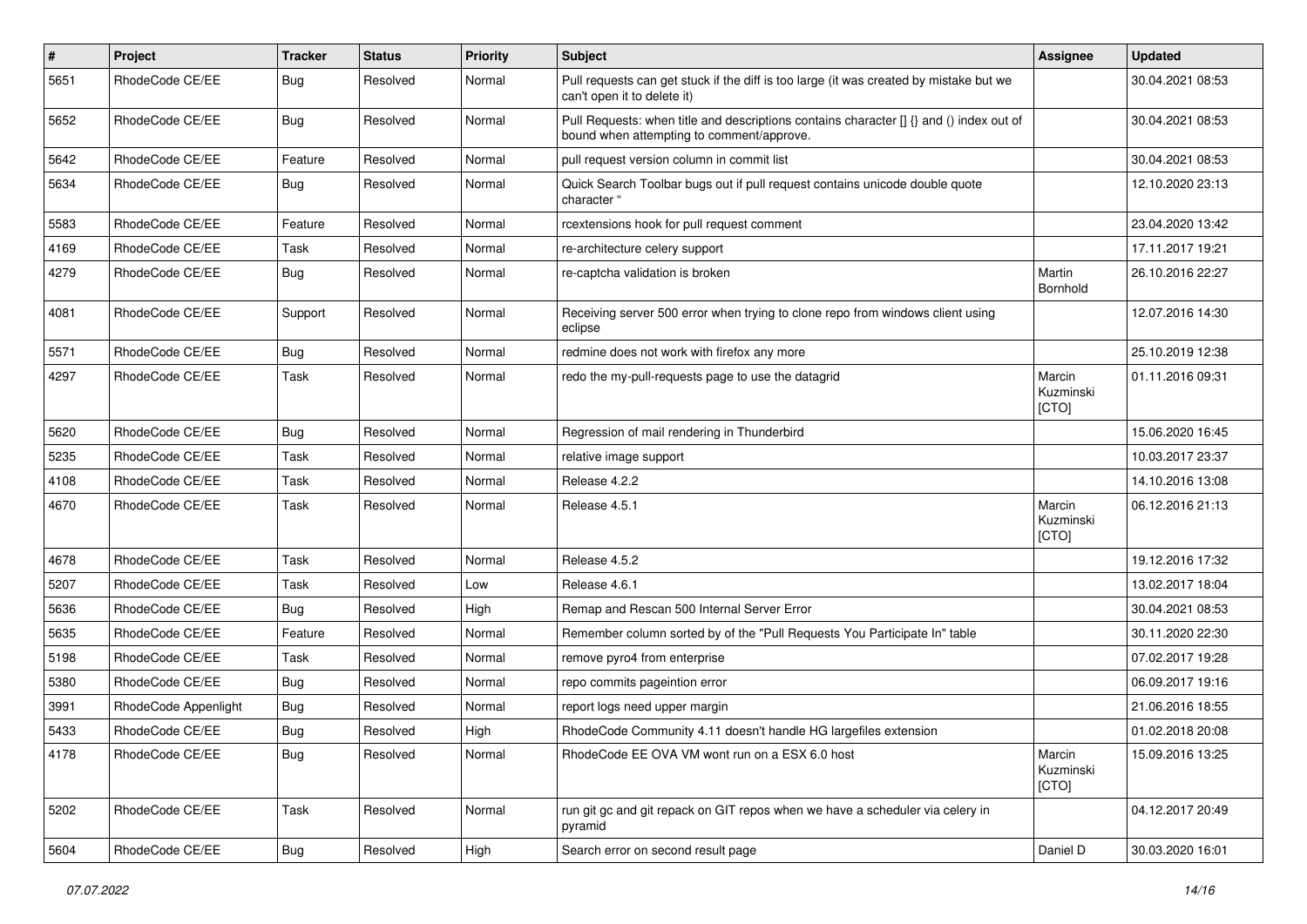| # | Project | Tracker | Status | Priority | Subject | Assignee | Updated |
|---|---|---|---|---|---|---|---|
| 5651 | RhodeCode CE/EE | Bug | Resolved | Normal | Pull requests can get stuck if the diff is too large (it was created by mistake but we can't open it to delete it) | | 30.04.2021 08:53 |
| 5652 | RhodeCode CE/EE | Bug | Resolved | Normal | Pull Requests: when title and descriptions contains character [] {} and () index out of bound when attempting to comment/approve. | | 30.04.2021 08:53 |
| 5642 | RhodeCode CE/EE | Feature | Resolved | Normal | pull request version column in commit list | | 30.04.2021 08:53 |
| 5634 | RhodeCode CE/EE | Bug | Resolved | Normal | Quick Search Toolbar bugs out if pull request contains unicode double quote character " | | 12.10.2020 23:13 |
| 5583 | RhodeCode CE/EE | Feature | Resolved | Normal | rcextensions hook for pull request comment | | 23.04.2020 13:42 |
| 4169 | RhodeCode CE/EE | Task | Resolved | Normal | re-architecture celery support | | 17.11.2017 19:21 |
| 4279 | RhodeCode CE/EE | Bug | Resolved | Normal | re-captcha validation is broken | Martin Bornhold | 26.10.2016 22:27 |
| 4081 | RhodeCode CE/EE | Support | Resolved | Normal | Receiving server 500 error when trying to clone repo from windows client using eclipse | | 12.07.2016 14:30 |
| 5571 | RhodeCode CE/EE | Bug | Resolved | Normal | redmine does not work with firefox any more | | 25.10.2019 12:38 |
| 4297 | RhodeCode CE/EE | Task | Resolved | Normal | redo the my-pull-requests page to use the datagrid | Marcin Kuzminski [CTO] | 01.11.2016 09:31 |
| 5620 | RhodeCode CE/EE | Bug | Resolved | Normal | Regression of mail rendering in Thunderbird | | 15.06.2020 16:45 |
| 5235 | RhodeCode CE/EE | Task | Resolved | Normal | relative image support | | 10.03.2017 23:37 |
| 4108 | RhodeCode CE/EE | Task | Resolved | Normal | Release 4.2.2 | | 14.10.2016 13:08 |
| 4670 | RhodeCode CE/EE | Task | Resolved | Normal | Release 4.5.1 | Marcin Kuzminski [CTO] | 06.12.2016 21:13 |
| 4678 | RhodeCode CE/EE | Task | Resolved | Normal | Release 4.5.2 | | 19.12.2016 17:32 |
| 5207 | RhodeCode CE/EE | Task | Resolved | Low | Release 4.6.1 | | 13.02.2017 18:04 |
| 5636 | RhodeCode CE/EE | Bug | Resolved | High | Remap and Rescan 500 Internal Server Error | | 30.04.2021 08:53 |
| 5635 | RhodeCode CE/EE | Feature | Resolved | Normal | Remember column sorted by of the "Pull Requests You Participate In" table | | 30.11.2020 22:30 |
| 5198 | RhodeCode CE/EE | Task | Resolved | Normal | remove pyro4 from enterprise | | 07.02.2017 19:28 |
| 5380 | RhodeCode CE/EE | Bug | Resolved | Normal | repo commits pageintion error | | 06.09.2017 19:16 |
| 3991 | RhodeCode Appenlight | Bug | Resolved | Normal | report logs need upper margin | | 21.06.2016 18:55 |
| 5433 | RhodeCode CE/EE | Bug | Resolved | High | RhodeCode Community 4.11 doesn't handle HG largefiles extension | | 01.02.2018 20:08 |
| 4178 | RhodeCode CE/EE | Bug | Resolved | Normal | RhodeCode EE OVA VM wont run on a ESX 6.0 host | Marcin Kuzminski [CTO] | 15.09.2016 13:25 |
| 5202 | RhodeCode CE/EE | Task | Resolved | Normal | run git gc and git repack on GIT repos when we have a scheduler via celery in pyramid | | 04.12.2017 20:49 |
| 5604 | RhodeCode CE/EE | Bug | Resolved | High | Search error on second result page | Daniel D | 30.03.2020 16:01 |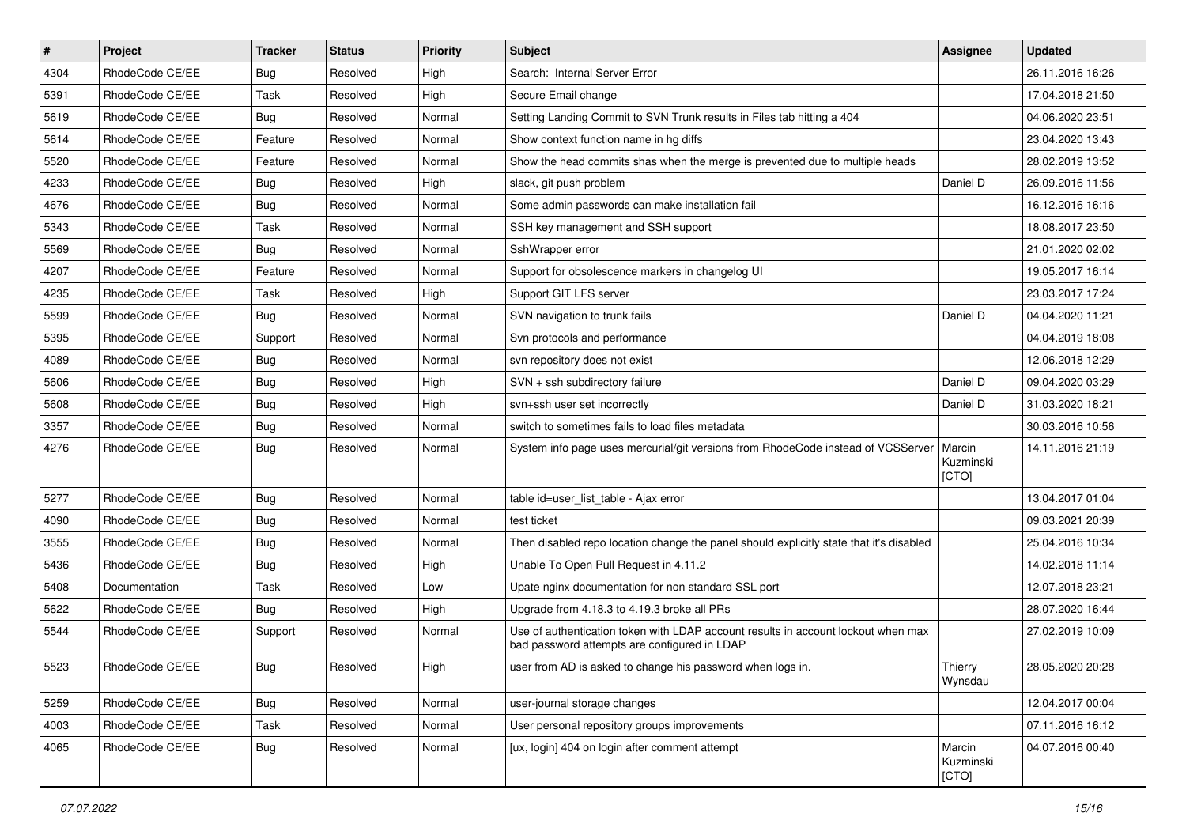| # | Project | Tracker | Status | Priority | Subject | Assignee | Updated |
|---|---|---|---|---|---|---|---|
| 4304 | RhodeCode CE/EE | Bug | Resolved | High | Search: Internal Server Error | | 26.11.2016 16:26 |
| 5391 | RhodeCode CE/EE | Task | Resolved | High | Secure Email change | | 17.04.2018 21:50 |
| 5619 | RhodeCode CE/EE | Bug | Resolved | Normal | Setting Landing Commit to SVN Trunk results in Files tab hitting a 404 | | 04.06.2020 23:51 |
| 5614 | RhodeCode CE/EE | Feature | Resolved | Normal | Show context function name in hg diffs | | 23.04.2020 13:43 |
| 5520 | RhodeCode CE/EE | Feature | Resolved | Normal | Show the head commits shas when the merge is prevented due to multiple heads | | 28.02.2019 13:52 |
| 4233 | RhodeCode CE/EE | Bug | Resolved | High | slack, git push problem | Daniel D | 26.09.2016 11:56 |
| 4676 | RhodeCode CE/EE | Bug | Resolved | Normal | Some admin passwords can make installation fail | | 16.12.2016 16:16 |
| 5343 | RhodeCode CE/EE | Task | Resolved | Normal | SSH key management and SSH support | | 18.08.2017 23:50 |
| 5569 | RhodeCode CE/EE | Bug | Resolved | Normal | SshWrapper error | | 21.01.2020 02:02 |
| 4207 | RhodeCode CE/EE | Feature | Resolved | Normal | Support for obsolescence markers in changelog UI | | 19.05.2017 16:14 |
| 4235 | RhodeCode CE/EE | Task | Resolved | High | Support GIT LFS server | | 23.03.2017 17:24 |
| 5599 | RhodeCode CE/EE | Bug | Resolved | Normal | SVN navigation to trunk fails | Daniel D | 04.04.2020 11:21 |
| 5395 | RhodeCode CE/EE | Support | Resolved | Normal | Svn protocols and performance | | 04.04.2019 18:08 |
| 4089 | RhodeCode CE/EE | Bug | Resolved | Normal | svn repository does not exist | | 12.06.2018 12:29 |
| 5606 | RhodeCode CE/EE | Bug | Resolved | High | SVN + ssh subdirectory failure | Daniel D | 09.04.2020 03:29 |
| 5608 | RhodeCode CE/EE | Bug | Resolved | High | svn+ssh user set incorrectly | Daniel D | 31.03.2020 18:21 |
| 3357 | RhodeCode CE/EE | Bug | Resolved | Normal | switch to sometimes fails to load files metadata | | 30.03.2016 10:56 |
| 4276 | RhodeCode CE/EE | Bug | Resolved | Normal | System info page uses mercurial/git versions from RhodeCode instead of VCSServer | Marcin Kuzminski [CTO] | 14.11.2016 21:19 |
| 5277 | RhodeCode CE/EE | Bug | Resolved | Normal | table id=user_list_table - Ajax error | | 13.04.2017 01:04 |
| 4090 | RhodeCode CE/EE | Bug | Resolved | Normal | test ticket | | 09.03.2021 20:39 |
| 3555 | RhodeCode CE/EE | Bug | Resolved | Normal | Then disabled repo location change the panel should explicitly state that it's disabled | | 25.04.2016 10:34 |
| 5436 | RhodeCode CE/EE | Bug | Resolved | High | Unable To Open Pull Request in 4.11.2 | | 14.02.2018 11:14 |
| 5408 | Documentation | Task | Resolved | Low | Upate nginx documentation for non standard SSL port | | 12.07.2018 23:21 |
| 5622 | RhodeCode CE/EE | Bug | Resolved | High | Upgrade from 4.18.3 to 4.19.3 broke all PRs | | 28.07.2020 16:44 |
| 5544 | RhodeCode CE/EE | Support | Resolved | Normal | Use of authentication token with LDAP account results in account lockout when max bad password attempts are configured in LDAP | | 27.02.2019 10:09 |
| 5523 | RhodeCode CE/EE | Bug | Resolved | High | user from AD is asked to change his password when logs in. | Thierry Wynsdau | 28.05.2020 20:28 |
| 5259 | RhodeCode CE/EE | Bug | Resolved | Normal | user-journal storage changes | | 12.04.2017 00:04 |
| 4003 | RhodeCode CE/EE | Task | Resolved | Normal | User personal repository groups improvements | | 07.11.2016 16:12 |
| 4065 | RhodeCode CE/EE | Bug | Resolved | Normal | [ux, login] 404 on login after comment attempt | Marcin Kuzminski [CTO] | 04.07.2016 00:40 |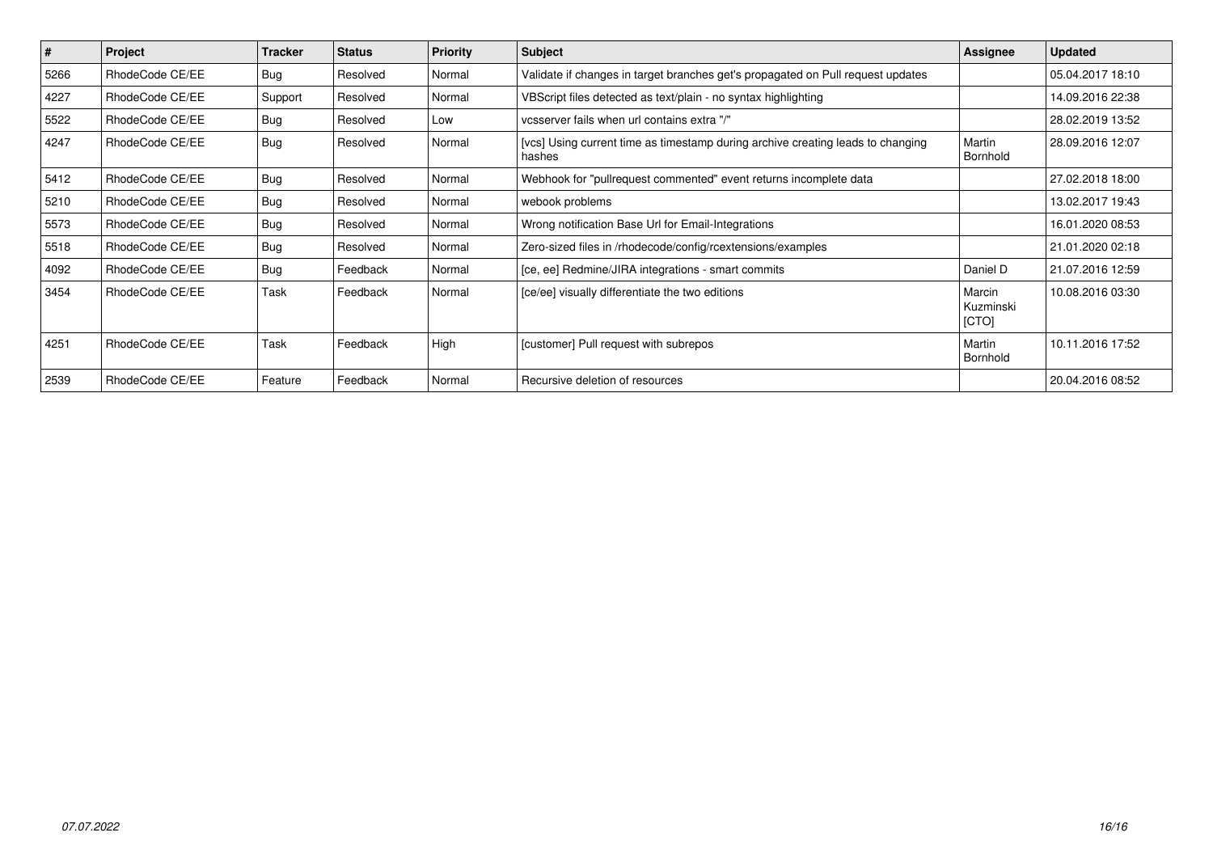| # | Project | Tracker | Status | Priority | Subject | Assignee | Updated |
|---|---|---|---|---|---|---|---|
| 5266 | RhodeCode CE/EE | Bug | Resolved | Normal | Validate if changes in target branches get's propagated on Pull request updates | | 05.04.2017 18:10 |
| 4227 | RhodeCode CE/EE | Support | Resolved | Normal | VBScript files detected as text/plain - no syntax highlighting | | 14.09.2016 22:38 |
| 5522 | RhodeCode CE/EE | Bug | Resolved | Low | vcsserver fails when url contains extra "/" | | 28.02.2019 13:52 |
| 4247 | RhodeCode CE/EE | Bug | Resolved | Normal | [vcs] Using current time as timestamp during archive creating leads to changing hashes | Martin Bornhold | 28.09.2016 12:07 |
| 5412 | RhodeCode CE/EE | Bug | Resolved | Normal | Webhook for "pullrequest commented" event returns incomplete data | | 27.02.2018 18:00 |
| 5210 | RhodeCode CE/EE | Bug | Resolved | Normal | webook problems | | 13.02.2017 19:43 |
| 5573 | RhodeCode CE/EE | Bug | Resolved | Normal | Wrong notification Base Url for Email-Integrations | | 16.01.2020 08:53 |
| 5518 | RhodeCode CE/EE | Bug | Resolved | Normal | Zero-sized files in /rhodecode/config/rcextensions/examples | | 21.01.2020 02:18 |
| 4092 | RhodeCode CE/EE | Bug | Feedback | Normal | [ce, ee] Redmine/JIRA integrations - smart commits | Daniel D | 21.07.2016 12:59 |
| 3454 | RhodeCode CE/EE | Task | Feedback | Normal | [ce/ee] visually differentiate the two editions | Marcin Kuzminski [CTO] | 10.08.2016 03:30 |
| 4251 | RhodeCode CE/EE | Task | Feedback | High | [customer] Pull request with subrepos | Martin Bornhold | 10.11.2016 17:52 |
| 2539 | RhodeCode CE/EE | Feature | Feedback | Normal | Recursive deletion of resources | | 20.04.2016 08:52 |

*07.07.2022*